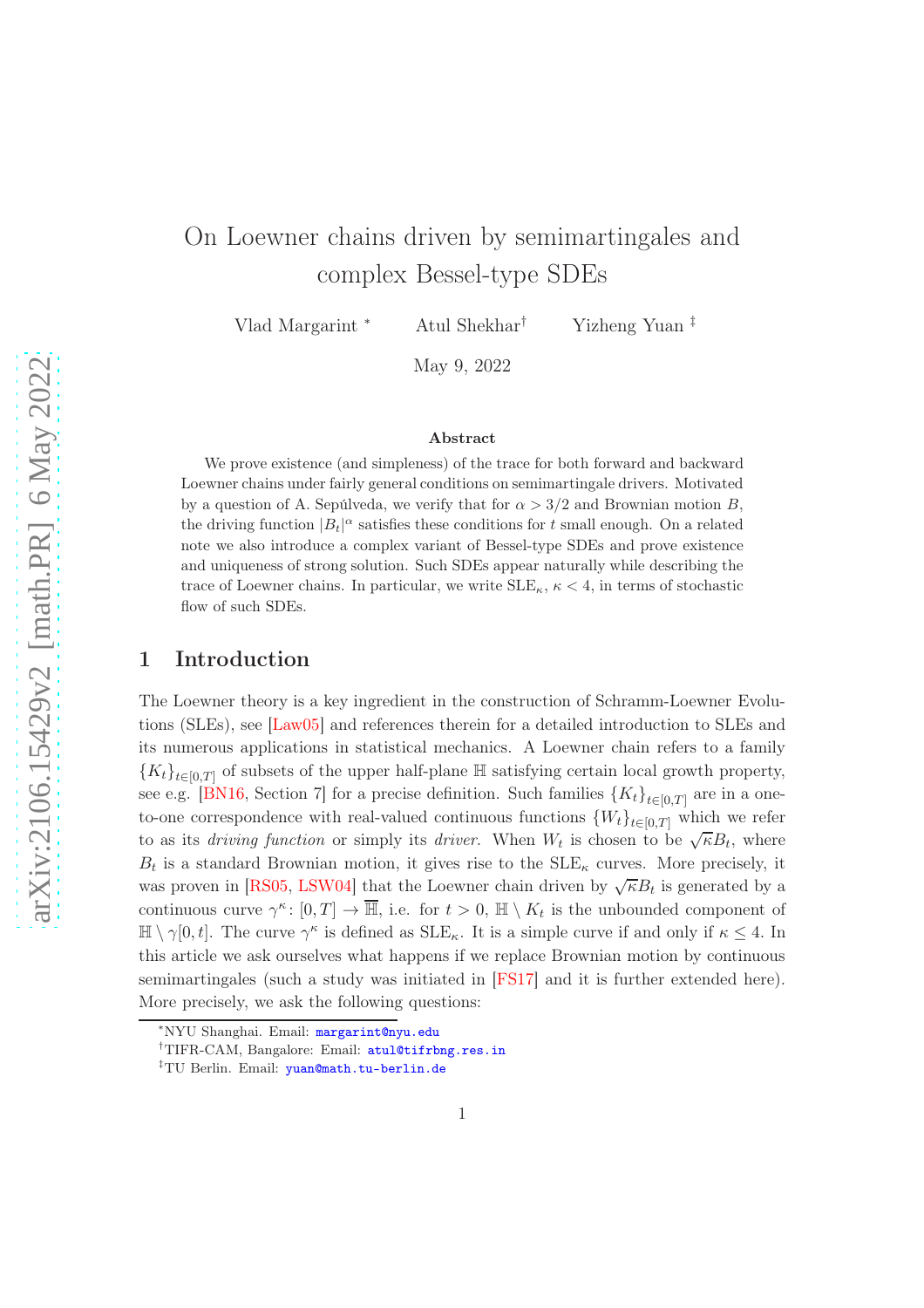# On Loewner chains driven by semimartingales and complex Bessel-type SDEs

Vlad Margarint [*] Atul Shekhar [†] Yizheng Yuan [‡]

May 9, 2022

### Abstract

We prove existence (and simpleness) of the trace for both forward and backward Loewner chains under fairly general conditions on semimartingale drivers. Motivated by a question of A. Sepúlveda, we verify that for $\alpha > 3/2$ and Brownian motion $B$, the driving function $|B_t|^\alpha$ satisfies these conditions for $t$ small enough. On a related note we also introduce a complex variant of Bessel-type SDEs and prove existence and uniqueness of strong solution. Such SDEs appear naturally while describing the trace of Loewner chains. In particular, we write $\mathrm{SLE}_\kappa$, $\kappa < 4$, in terms of stochastic flow of such SDEs.

## 1 Introduction

The Loewner theory is a key ingredient in the construction of Schramm-Loewner Evolutions (SLEs), see [Law05] and references therein for a detailed introduction to SLEs and its numerous applications in statistical mechanics. A Loewner chain refers to a family $\{K_t\}_{t\in[0,T]}$ of subsets of the upper half-plane $\mathbb{H}$ satisfying certain local growth property, see e.g. [BN16, Section 7] for a precise definition. Such families $\{K_t\}_{t\in[0,T]}$ are in a one-to-one correspondence with real-valued continuous functions $\{W_t\}_{t\in[0,T]}$ which we refer to as its *driving function* or simply its *driver*. When $W_t$ is chosen to be $\sqrt{\kappa}B_t$, where $B_t$ is a standard Brownian motion, it gives rise to the $\mathrm{SLE}_\kappa$ curves. More precisely, it was proven in [RS05, LSW04] that the Loewner chain driven by $\sqrt{\kappa}B_t$ is generated by a continuous curve $\gamma^\kappa \colon [0,T] \to \overline{\mathbb{H}}$, i.e. for $t > 0$, $\mathbb{H} \setminus K_t$ is the unbounded component of $\mathbb{H} \setminus \gamma[0,t]$. The curve $\gamma^\kappa$ is defined as $\mathrm{SLE}_\kappa$. It is a simple curve if and only if $\kappa \le 4$. In this article we ask ourselves what happens if we replace Brownian motion by continuous semimartingales (such a study was initiated in [FS17] and it is further extended here). More precisely, we ask the following questions:

---

[*] NYU Shanghai. Email: margarint@nyu.edu

[†] TIFR-CAM, Bangalore: Email: atul@tifrbng.res.in

[‡] TU Berlin. Email: yuan@math.tu-berlin.de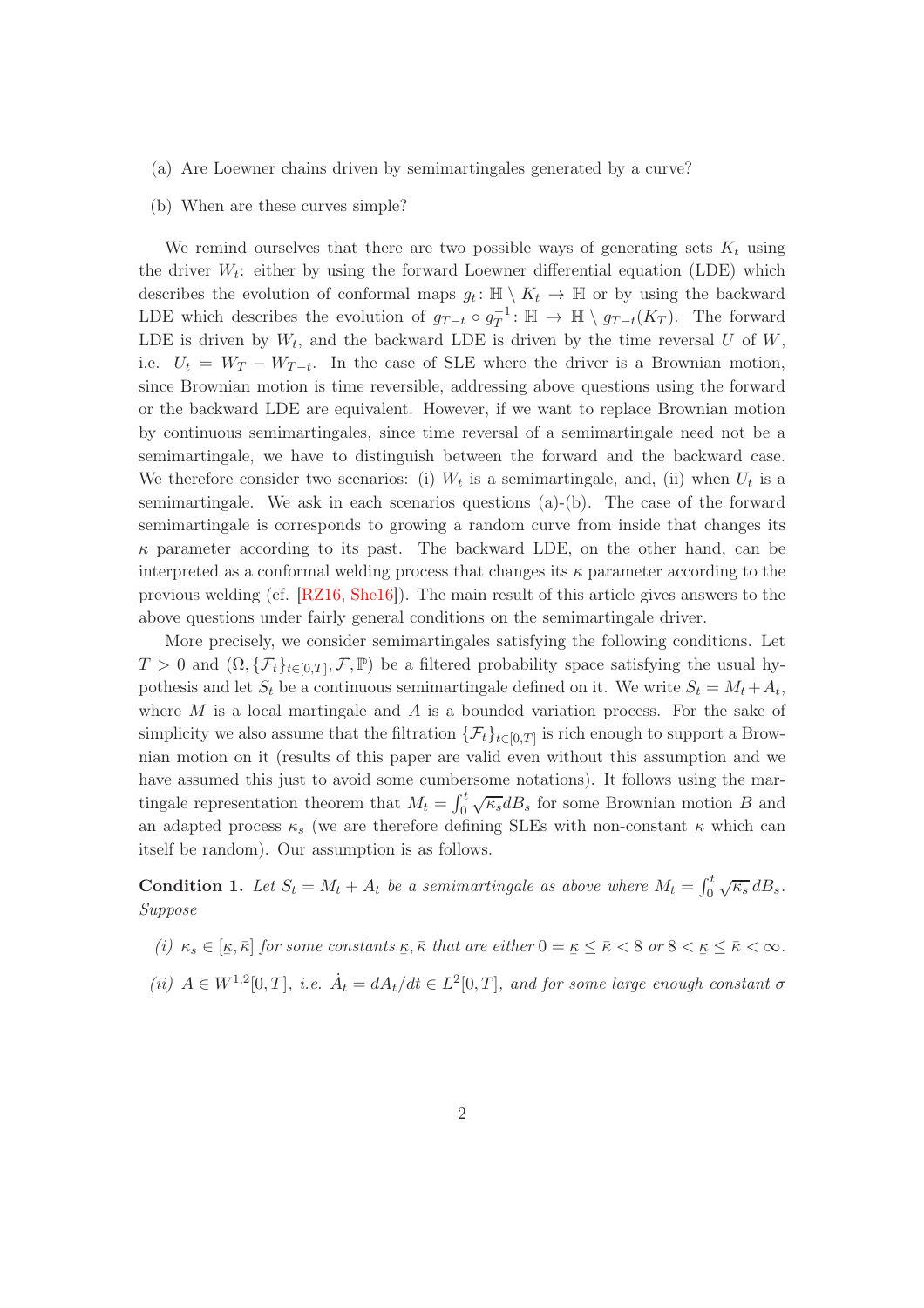(a) Are Loewner chains driven by semimartingales generated by a curve?

(b) When are these curves simple?

We remind ourselves that there are two possible ways of generating sets $K_t$ using the driver $W_t$: either by using the forward Loewner differential equation (LDE) which describes the evolution of conformal maps $g_t \colon \mathbb{H} \setminus K_t \to \mathbb{H}$ or by using the backward LDE which describes the evolution of $g_{T-t} \circ g_T^{-1} \colon \mathbb{H} \to \mathbb{H} \setminus g_{T-t}(K_T)$. The forward LDE is driven by $W_t$, and the backward LDE is driven by the time reversal $U$ of $W$, i.e. $U_t = W_T - W_{T-t}$. In the case of SLE where the driver is a Brownian motion, since Brownian motion is time reversible, addressing above questions using the forward or the backward LDE are equivalent. However, if we want to replace Brownian motion by continuous semimartingales, since time reversal of a semimartingale need not be a semimartingale, we have to distinguish between the forward and the backward case. We therefore consider two scenarios: (i) $W_t$ is a semimartingale, and, (ii) when $U_t$ is a semimartingale. We ask in each scenarios questions (a)-(b). The case of the forward semimartingale is corresponds to growing a random curve from inside that changes its $\kappa$ parameter according to its past. The backward LDE, on the other hand, can be interpreted as a conformal welding process that changes its $\kappa$ parameter according to the previous welding (cf. [RZ16, She16]). The main result of this article gives answers to the above questions under fairly general conditions on the semimartingale driver.

More precisely, we consider semimartingales satisfying the following conditions. Let $T > 0$ and $(\Omega, \{\mathcal{F}_t\}_{t \in [0,T]}, \mathcal{F}, \mathbb{P})$ be a filtered probability space satisfying the usual hypothesis and let $S_t$ be a continuous semimartingale defined on it. We write $S_t = M_t + A_t$, where $M$ is a local martingale and $A$ is a bounded variation process. For the sake of simplicity we also assume that the filtration $\{\mathcal{F}_t\}_{t \in [0,T]}$ is rich enough to support a Brownian motion on it (results of this paper are valid even without this assumption and we have assumed this just to avoid some cumbersome notations). It follows using the martingale representation theorem that $M_t = \int_0^t \sqrt{\kappa_s} dB_s$ for some Brownian motion $B$ and an adapted process $\kappa_s$ (we are therefore defining SLEs with non-constant $\kappa$ which can itself be random). Our assumption is as follows.

**Condition 1.** *Let $S_t = M_t + A_t$ be a semimartingale as above where $M_t = \int_0^t \sqrt{\kappa_s}\, dB_s$. Suppose*

*(i) $\kappa_s \in [\underline{\kappa}, \bar{\kappa}]$ for some constants $\underline{\kappa}, \bar{\kappa}$ that are either $0 = \underline{\kappa} \leq \bar{\kappa} < 8$ or $8 < \underline{\kappa} \leq \bar{\kappa} < \infty$.*

*(ii) $A \in W^{1,2}[0,T]$, i.e. $\dot{A}_t = dA_t/dt \in L^2[0,T]$, and for some large enough constant $\sigma$*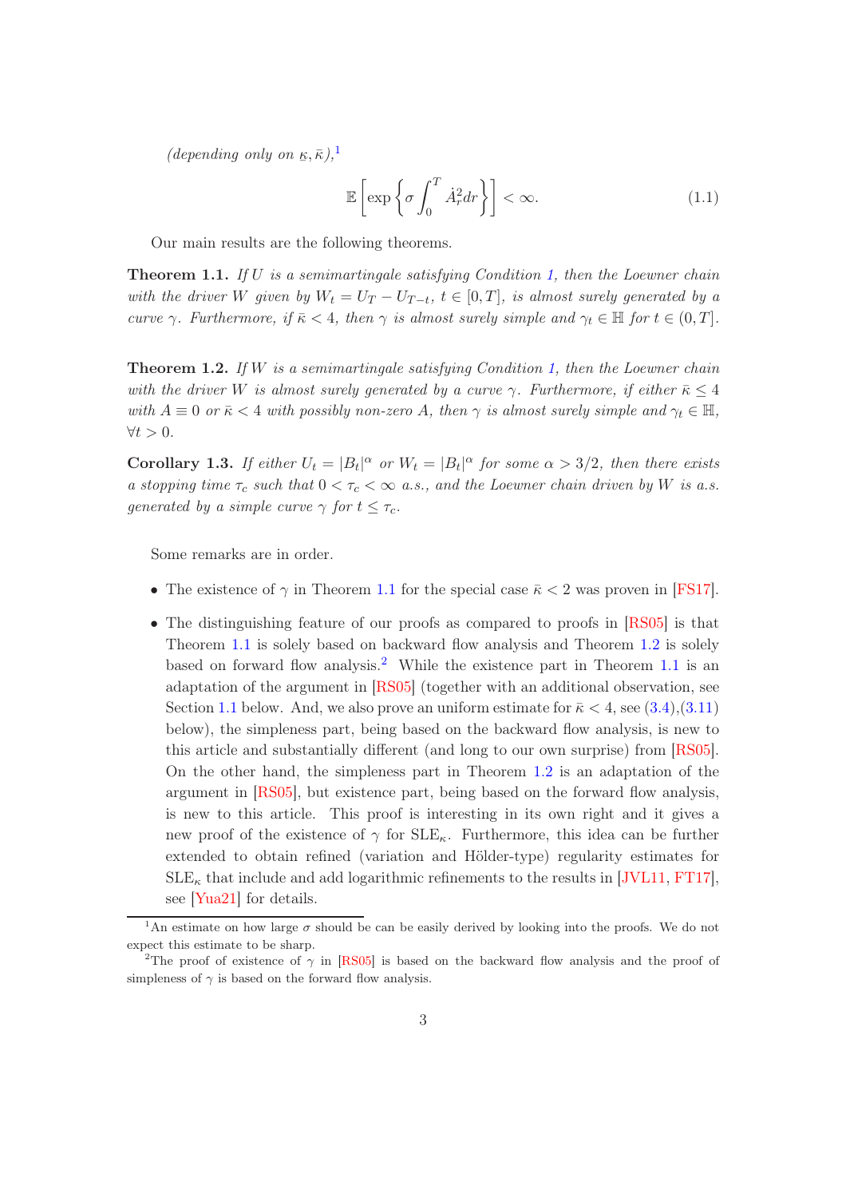*(depending only on $\kappa, \bar{\kappa}$)*,[1]

$$
\mathbb{E}\left[\exp\left\{\sigma\int_0^T \dot{A}_r^2 dr\right\}\right] < \infty. \tag{1.1}
$$

Our main results are the following theorems.

**Theorem 1.1.** *If $U$ is a semimartingale satisfying Condition 1, then the Loewner chain with the driver $W$ given by $W_t = U_T - U_{T-t}$, $t \in [0,T]$, is almost surely generated by a curve $\gamma$. Furthermore, if $\bar{\kappa} < 4$, then $\gamma$ is almost surely simple and $\gamma_t \in \mathbb{H}$ for $t \in (0,T]$.*

**Theorem 1.2.** *If $W$ is a semimartingale satisfying Condition 1, then the Loewner chain with the driver $W$ is almost surely generated by a curve $\gamma$. Furthermore, if either $\bar{\kappa} \le 4$ with $A \equiv 0$ or $\bar{\kappa} < 4$ with possibly non-zero $A$, then $\gamma$ is almost surely simple and $\gamma_t \in \mathbb{H}$, $\forall t > 0$.*

**Corollary 1.3.** *If either $U_t = |B_t|^\alpha$ or $W_t = |B_t|^\alpha$ for some $\alpha > 3/2$, then there exists a stopping time $\tau_c$ such that $0 < \tau_c < \infty$ a.s., and the Loewner chain driven by $W$ is a.s. generated by a simple curve $\gamma$ for $t \le \tau_c$.*

Some remarks are in order.

- The existence of $\gamma$ in Theorem 1.1 for the special case $\bar{\kappa} < 2$ was proven in [FS17].
- The distinguishing feature of our proofs as compared to proofs in [RS05] is that Theorem 1.1 is solely based on backward flow analysis and Theorem 1.2 is solely based on forward flow analysis.[2] While the existence part in Theorem 1.1 is an adaptation of the argument in [RS05] (together with an additional observation, see Section 1.1 below. And, we also prove an uniform estimate for $\bar{\kappa} < 4$, see (3.4),(3.11) below), the simpleness part, being based on the backward flow analysis, is new to this article and substantially different (and long to our own surprise) from [RS05]. On the other hand, the simpleness part in Theorem 1.2 is an adaptation of the argument in [RS05], but existence part, being based on the forward flow analysis, is new to this article. This proof is interesting in its own right and it gives a new proof of the existence of $\gamma$ for $\text{SLE}_\kappa$. Furthermore, this idea can be further extended to obtain refined (variation and Hölder-type) regularity estimates for $\text{SLE}_\kappa$ that include and add logarithmic refinements to the results in [JVL11, FT17], see [Yua21] for details.

---

[1] An estimate on how large $\sigma$ should be can be easily derived by looking into the proofs. We do not expect this estimate to be sharp.

[2] The proof of existence of $\gamma$ in [RS05] is based on the backward flow analysis and the proof of simpleness of $\gamma$ is based on the forward flow analysis.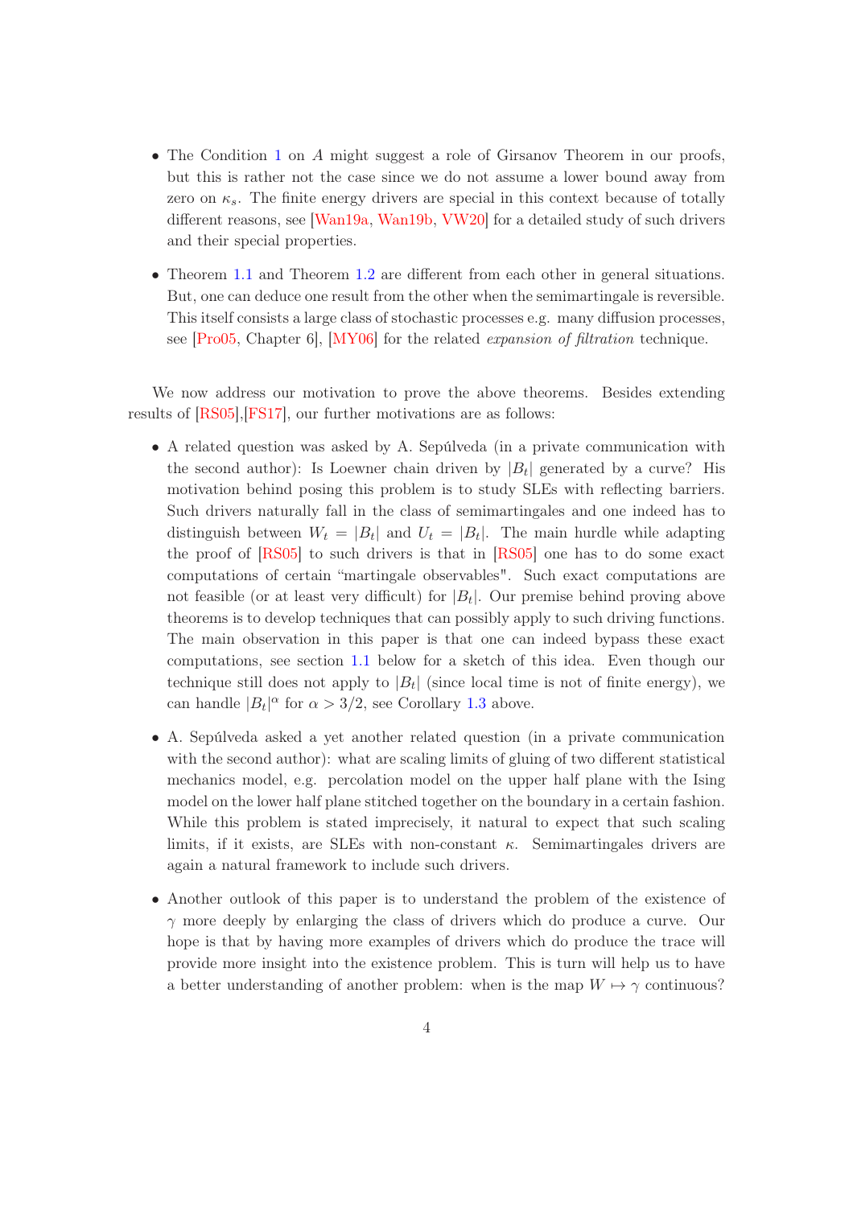- The Condition 1 on $A$ might suggest a role of Girsanov Theorem in our proofs, but this is rather not the case since we do not assume a lower bound away from zero on $\kappa_s$. The finite energy drivers are special in this context because of totally different reasons, see [Wan19a, Wan19b, VW20] for a detailed study of such drivers and their special properties.

- Theorem 1.1 and Theorem 1.2 are different from each other in general situations. But, one can deduce one result from the other when the semimartingale is reversible. This itself consists a large class of stochastic processes e.g. many diffusion processes, see [Pro05, Chapter 6], [MY06] for the related *expansion of filtration* technique.

We now address our motivation to prove the above theorems. Besides extending results of [RS05],[FS17], our further motivations are as follows:

- A related question was asked by A. Sepúlveda (in a private communication with the second author): Is Loewner chain driven by $|B_t|$ generated by a curve? His motivation behind posing this problem is to study SLEs with reflecting barriers. Such drivers naturally fall in the class of semimartingales and one indeed has to distinguish between $W_t = |B_t|$ and $U_t = |B_t|$. The main hurdle while adapting the proof of [RS05] to such drivers is that in [RS05] one has to do some exact computations of certain "martingale observables". Such exact computations are not feasible (or at least very difficult) for $|B_t|$. Our premise behind proving above theorems is to develop techniques that can possibly apply to such driving functions. The main observation in this paper is that one can indeed bypass these exact computations, see section 1.1 below for a sketch of this idea. Even though our technique still does not apply to $|B_t|$ (since local time is not of finite energy), we can handle $|B_t|^\alpha$ for $\alpha > 3/2$, see Corollary 1.3 above.

- A. Sepúlveda asked a yet another related question (in a private communication with the second author): what are scaling limits of gluing of two different statistical mechanics model, e.g. percolation model on the upper half plane with the Ising model on the lower half plane stitched together on the boundary in a certain fashion. While this problem is stated imprecisely, it natural to expect that such scaling limits, if it exists, are SLEs with non-constant $\kappa$. Semimartingales drivers are again a natural framework to include such drivers.

- Another outlook of this paper is to understand the problem of the existence of $\gamma$ more deeply by enlarging the class of drivers which do produce a curve. Our hope is that by having more examples of drivers which do produce the trace will provide more insight into the existence problem. This is turn will help us to have a better understanding of another problem: when is the map $W \mapsto \gamma$ continuous?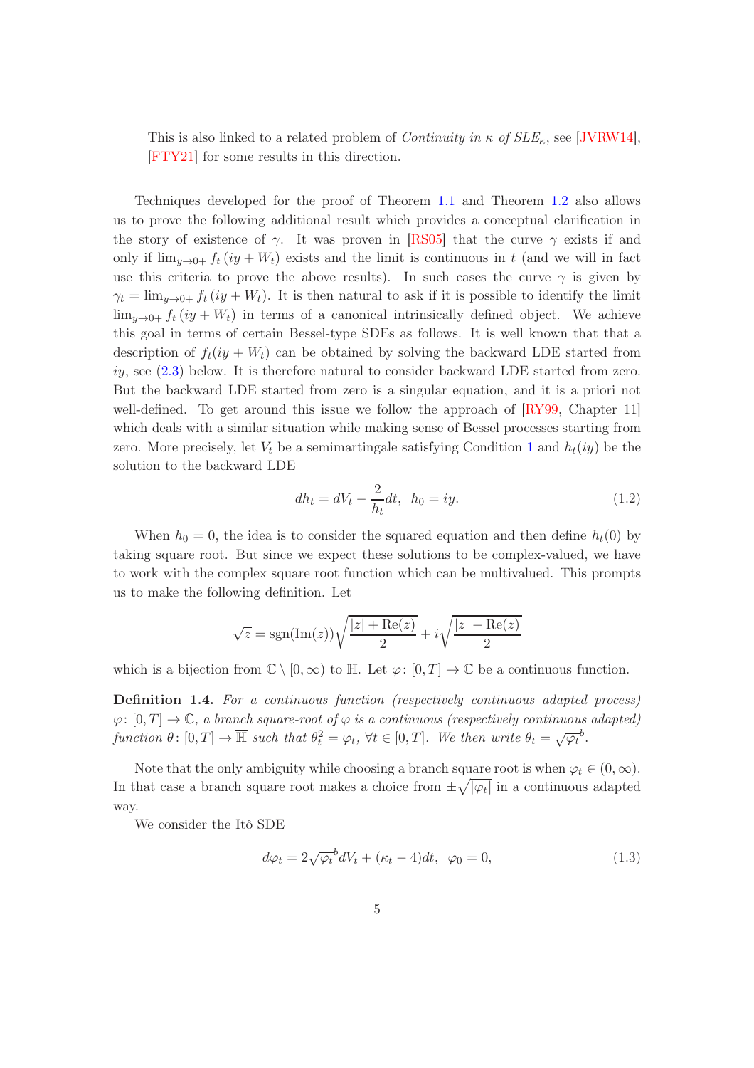This is also linked to a related problem of *Continuity in $\kappa$ of $SLE_\kappa$*, see [JVRW14], [FTY21] for some results in this direction.

Techniques developed for the proof of Theorem 1.1 and Theorem 1.2 also allows us to prove the following additional result which provides a conceptual clarification in the story of existence of $\gamma$. It was proven in [RS05] that the curve $\gamma$ exists if and only if $\lim_{y\to 0+} f_t(iy + W_t)$ exists and the limit is continuous in $t$ (and we will in fact use this criteria to prove the above results). In such cases the curve $\gamma$ is given by $\gamma_t = \lim_{y\to 0+} f_t(iy + W_t)$. It is then natural to ask if it is possible to identify the limit $\lim_{y\to 0+} f_t(iy + W_t)$ in terms of a canonical intrinsically defined object. We achieve this goal in terms of certain Bessel-type SDEs as follows. It is well known that that a description of $f_t(iy + W_t)$ can be obtained by solving the backward LDE started from $iy$, see (2.3) below. It is therefore natural to consider backward LDE started from zero. But the backward LDE started from zero is a singular equation, and it is a priori not well-defined. To get around this issue we follow the approach of [RY99, Chapter 11] which deals with a similar situation while making sense of Bessel processes starting from zero. More precisely, let $V_t$ be a semimartingale satisfying Condition 1 and $h_t(iy)$ be the solution to the backward LDE

$$dh_t = dV_t - \frac{2}{h_t}dt, \;\; h_0 = iy. \tag{1.2}$$

When $h_0 = 0$, the idea is to consider the squared equation and then define $h_t(0)$ by taking square root. But since we expect these solutions to be complex-valued, we have to work with the complex square root function which can be multivalued. This prompts us to make the following definition. Let

$$\sqrt{z} = \operatorname{sgn}(\operatorname{Im}(z))\sqrt{\frac{|z| + \operatorname{Re}(z)}{2}} + i\sqrt{\frac{|z| - \operatorname{Re}(z)}{2}}$$

which is a bijection from $\mathbb{C}\setminus[0,\infty)$ to $\mathbb{H}$. Let $\varphi\colon [0,T] \to \mathbb{C}$ be a continuous function.

**Definition 1.4.** *For a continuous function (respectively continuous adapted process) $\varphi\colon [0,T]\to\mathbb{C}$, a branch square-root of $\varphi$ is a continuous (respectively continuous adapted) function $\theta\colon [0,T]\to\overline{\mathbb{H}}$ such that $\theta_t^2 = \varphi_t$, $\forall t\in[0,T]$. We then write $\theta_t = \sqrt{\varphi_t}^b$.*

Note that the only ambiguity while choosing a branch square root is when $\varphi_t \in (0,\infty)$. In that case a branch square root makes a choice from $\pm\sqrt{|\varphi_t|}$ in a continuous adapted way.

We consider the Itô SDE

$$d\varphi_t = 2\sqrt{\varphi_t}^b dV_t + (\kappa_t - 4)dt, \;\; \varphi_0 = 0, \tag{1.3}$$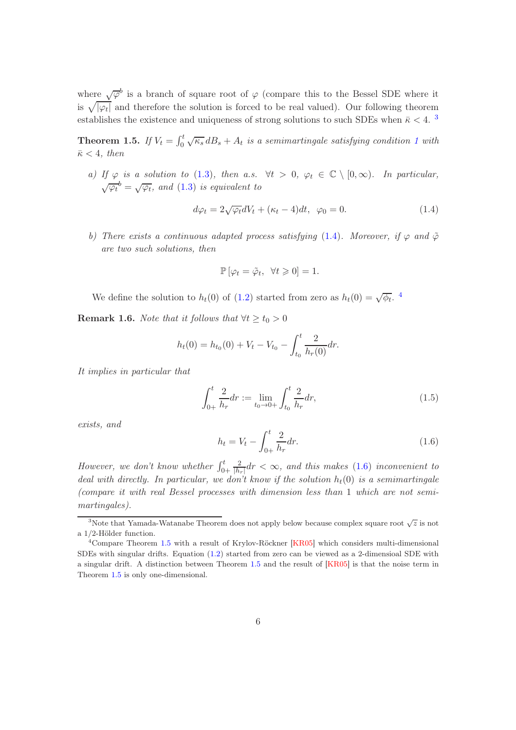where $\sqrt{\varphi}^b$ is a branch of square root of $\varphi$ (compare this to the Bessel SDE where it is $\sqrt{|\varphi_t|}$ and therefore the solution is forced to be real valued). Our following theorem establishes the existence and uniqueness of strong solutions to such SDEs when $\bar{\kappa} < 4$. [3]

**Theorem 1.5.** *If $V_t = \int_0^t \sqrt{\kappa_s} dB_s + A_t$ is a semimartingale satisfying condition 1 with $\bar{\kappa} < 4$, then*

*a) If $\varphi$ is a solution to (1.3), then a.s. $\forall t > 0$, $\varphi_t \in \mathbb{C} \setminus [0, \infty)$. In particular, $\sqrt{\varphi_t}^b = \sqrt{\varphi_t}$, and (1.3) is equivalent to*

$$d\varphi_t = 2\sqrt{\varphi_t} dV_t + (\kappa_t - 4)dt, \quad \varphi_0 = 0. \tag{1.4}$$

*b) There exists a continuous adapted process satisfying (1.4). Moreover, if $\varphi$ and $\tilde{\varphi}$ are two such solutions, then*

$$\mathbb{P}\left[\varphi_t = \tilde{\varphi}_t, \ \forall t \geqslant 0\right] = 1.$$

We define the solution to $h_t(0)$ of (1.2) started from zero as $h_t(0) = \sqrt{\phi_t}$. [4]

**Remark 1.6.** *Note that it follows that $\forall t \geq t_0 > 0$*

$$h_t(0) = h_{t_0}(0) + V_t - V_{t_0} - \int_{t_0}^t \frac{2}{h_r(0)} dr.$$

*It implies in particular that*

$$\int_{0+}^t \frac{2}{h_r} dr := \lim_{t_0 \to 0+} \int_{t_0}^t \frac{2}{h_r} dr, \tag{1.5}$$

*exists, and*

$$h_t = V_t - \int_{0+}^t \frac{2}{h_r} dr. \tag{1.6}$$

*However, we don't know whether $\int_{0+}^t \frac{2}{|h_r|} dr < \infty$, and this makes (1.6) inconvenient to deal with directly. In particular, we don't know if the solution $h_t(0)$ is a semimartingale (compare it with real Bessel processes with dimension less than 1 which are not semimartingales).*

---

[3] Note that Yamada-Watanabe Theorem does not apply below because complex square root $\sqrt{z}$ is not a 1/2-Hölder function.

[4] Compare Theorem 1.5 with a result of Krylov-Röckner [KR05] which considers multi-dimensional SDEs with singular drifts. Equation (1.2) started from zero can be viewed as a 2-dimensioal SDE with a singular drift. A distinction between Theorem 1.5 and the result of [KR05] is that the noise term in Theorem 1.5 is only one-dimensional.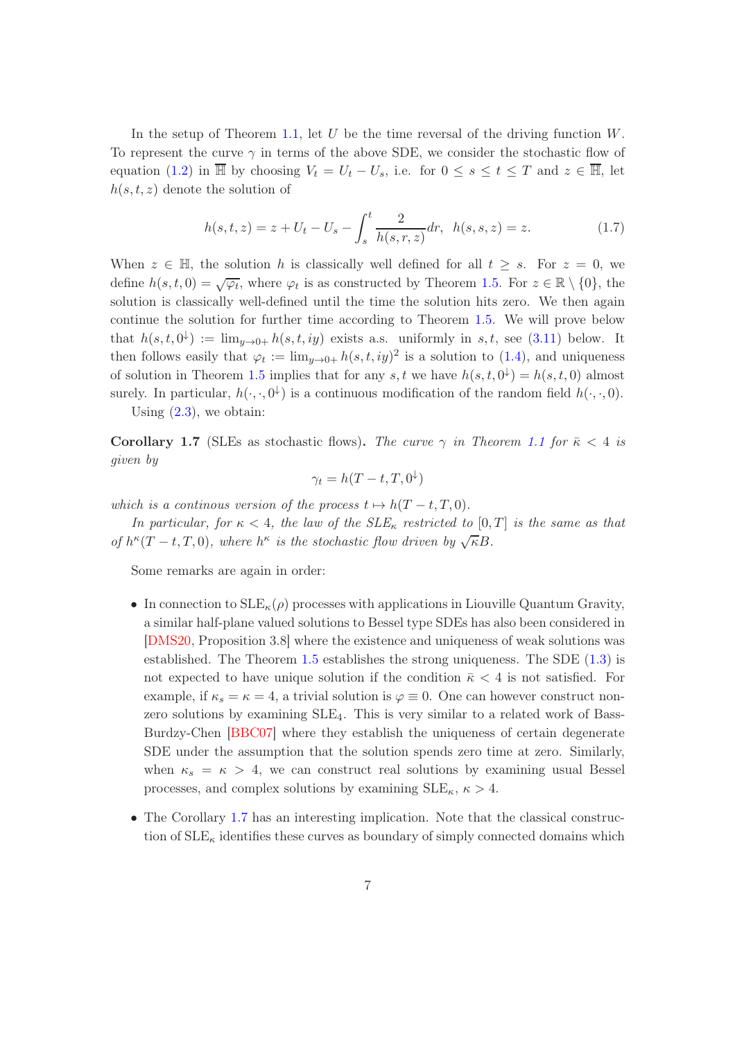In the setup of Theorem 1.1, let $U$ be the time reversal of the driving function $W$. To represent the curve $\gamma$ in terms of the above SDE, we consider the stochastic flow of equation (1.2) in $\overline{\mathbb{H}}$ by choosing $V_t = U_t - U_s$, i.e. for $0 \le s \le t \le T$ and $z \in \overline{\mathbb{H}}$, let $h(s,t,z)$ denote the solution of

$$h(s,t,z) = z + U_t - U_s - \int_s^t \frac{2}{h(s,r,z)} dr, \quad h(s,s,z) = z. \tag{1.7}$$

When $z \in \mathbb{H}$, the solution $h$ is classically well defined for all $t \ge s$. For $z = 0$, we define $h(s,t,0) = \sqrt{\varphi_t}$, where $\varphi_t$ is as constructed by Theorem 1.5. For $z \in \mathbb{R} \setminus \{0\}$, the solution is classically well-defined until the time the solution hits zero. We then again continue the solution for further time according to Theorem 1.5. We will prove below that $h(s,t,0^\downarrow) := \lim_{y \to 0+} h(s,t,iy)$ exists a.s. uniformly in $s,t$, see (3.11) below. It then follows easily that $\varphi_t := \lim_{y \to 0+} h(s,t,iy)^2$ is a solution to (1.4), and uniqueness of solution in Theorem 1.5 implies that for any $s,t$ we have $h(s,t,0^\downarrow) = h(s,t,0)$ almost surely. In particular, $h(\cdot,\cdot,0^\downarrow)$ is a continuous modification of the random field $h(\cdot,\cdot,0)$.

Using (2.3), we obtain:

**Corollary 1.7** (SLEs as stochastic flows). *The curve $\gamma$ in Theorem 1.1 for $\bar{\kappa} < 4$ is given by*

$$\gamma_t = h(T-t, T, 0^\downarrow)$$

*which is a continous version of the process $t \mapsto h(T-t,T,0)$.*

*In particular, for $\kappa < 4$, the law of the SLE$_\kappa$ restricted to $[0,T]$ is the same as that of $h^\kappa(T-t,T,0)$, where $h^\kappa$ is the stochastic flow driven by $\sqrt{\kappa}B$.*

Some remarks are again in order:

- In connection to SLE$_\kappa(\rho)$ processes with applications in Liouville Quantum Gravity, a similar half-plane valued solutions to Bessel type SDEs has also been considered in [DMS20, Proposition 3.8] where the existence and uniqueness of weak solutions was established. The Theorem 1.5 establishes the strong uniqueness. The SDE (1.3) is not expected to have unique solution if the condition $\bar{\kappa} < 4$ is not satisfied. For example, if $\kappa_s = \kappa = 4$, a trivial solution is $\varphi \equiv 0$. One can however construct non-zero solutions by examining SLE$_4$. This is very similar to a related work of Bass-Burdzy-Chen [BBC07] where they establish the uniqueness of certain degenerate SDE under the assumption that the solution spends zero time at zero. Similarly, when $\kappa_s = \kappa > 4$, we can construct real solutions by examining usual Bessel processes, and complex solutions by examining SLE$_\kappa$, $\kappa > 4$.
- The Corollary 1.7 has an interesting implication. Note that the classical construction of SLE$_\kappa$ identifies these curves as boundary of simply connected domains which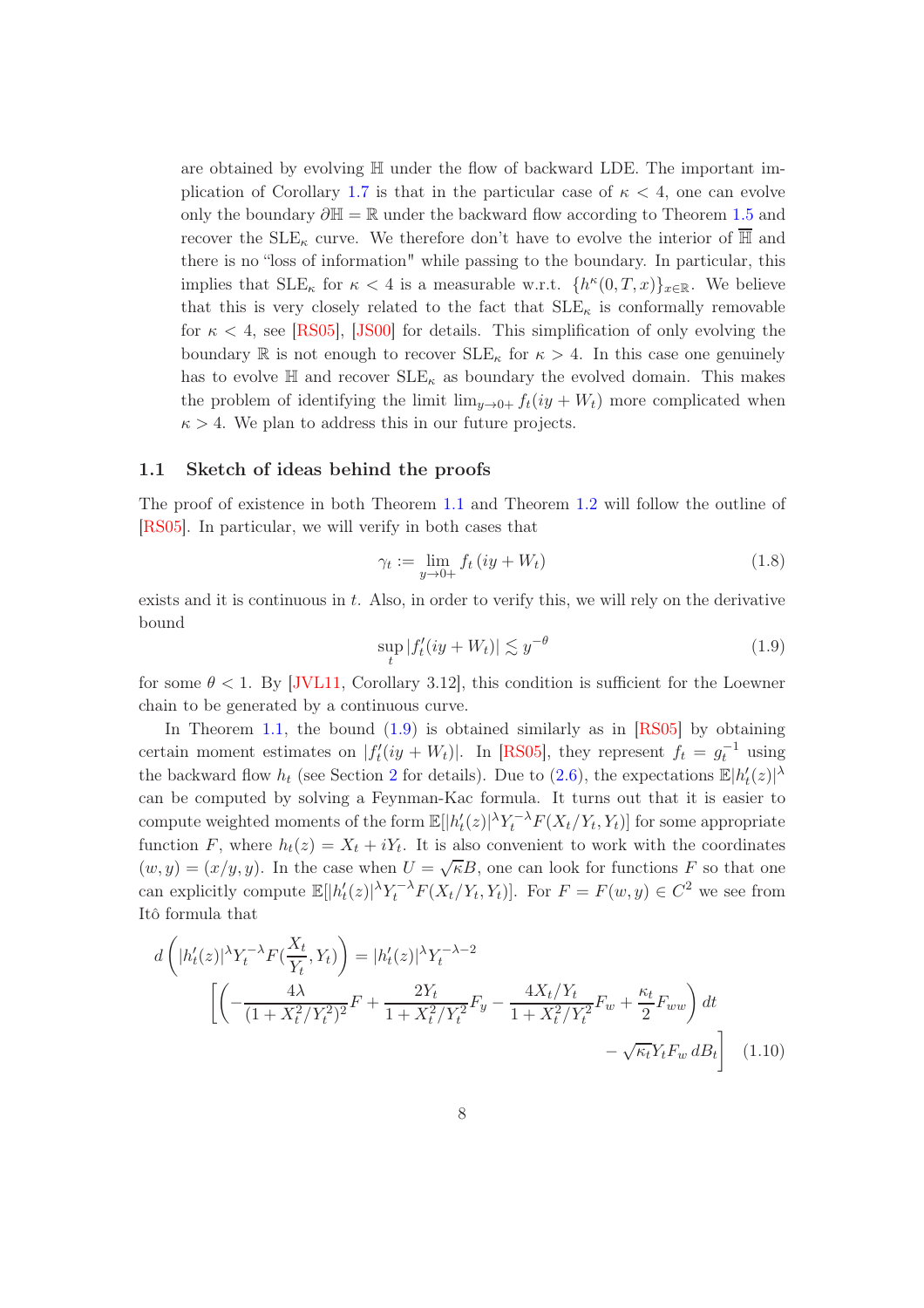are obtained by evolving $\mathbb{H}$ under the flow of backward LDE. The important implication of Corollary 1.7 is that in the particular case of $\kappa < 4$, one can evolve only the boundary $\partial\mathbb{H} = \mathbb{R}$ under the backward flow according to Theorem 1.5 and recover the SLE$_\kappa$ curve. We therefore don't have to evolve the interior of $\overline{\mathbb{H}}$ and there is no "loss of information" while passing to the boundary. In particular, this implies that SLE$_\kappa$ for $\kappa < 4$ is a measurable w.r.t. $\{h^\kappa(0, T, x)\}_{x\in\mathbb{R}}$. We believe that this is very closely related to the fact that SLE$_\kappa$ is conformally removable for $\kappa < 4$, see [RS05], [JS00] for details. This simplification of only evolving the boundary $\mathbb{R}$ is not enough to recover SLE$_\kappa$ for $\kappa > 4$. In this case one genuinely has to evolve $\mathbb{H}$ and recover SLE$_\kappa$ as boundary the evolved domain. This makes the problem of identifying the limit $\lim_{y\to 0+} f_t(iy + W_t)$ more complicated when $\kappa > 4$. We plan to address this in our future projects.

### 1.1 Sketch of ideas behind the proofs

The proof of existence in both Theorem 1.1 and Theorem 1.2 will follow the outline of [RS05]. In particular, we will verify in both cases that

$$\gamma_t := \lim_{y\to 0+} f_t\,(iy + W_t) \tag{1.8}$$

exists and it is continuous in $t$. Also, in order to verify this, we will rely on the derivative bound

$$\sup_t |f_t'(iy + W_t)| \lesssim y^{-\theta} \tag{1.9}$$

for some $\theta < 1$. By [JVL11, Corollary 3.12], this condition is sufficient for the Loewner chain to be generated by a continuous curve.

In Theorem 1.1, the bound (1.9) is obtained similarly as in [RS05] by obtaining certain moment estimates on $|f_t'(iy + W_t)|$. In [RS05], they represent $f_t = g_t^{-1}$ using the backward flow $h_t$ (see Section 2 for details). Due to (2.6), the expectations $\mathbb{E}|h_t'(z)|^\lambda$ can be computed by solving a Feynman-Kac formula. It turns out that it is easier to compute weighted moments of the form $\mathbb{E}[|h_t'(z)|^\lambda Y_t^{-\lambda} F(X_t/Y_t, Y_t)]$ for some appropriate function $F$, where $h_t(z) = X_t + iY_t$. It is also convenient to work with the coordinates $(w, y) = (x/y, y)$. In the case when $U = \sqrt{\kappa}B$, one can look for functions $F$ so that one can explicitly compute $\mathbb{E}[|h_t'(z)|^\lambda Y_t^{-\lambda} F(X_t/Y_t, Y_t)]$. For $F = F(w, y) \in C^2$ we see from Itô formula that

$$d\left(|h_t'(z)|^\lambda Y_t^{-\lambda} F(\frac{X_t}{Y_t}, Y_t)\right) = |h_t'(z)|^\lambda Y_t^{-\lambda-2} \\ \left[\left(-\frac{4\lambda}{(1 + X_t^2/Y_t^2)^2}F + \frac{2Y_t}{1 + X_t^2/Y_t^2}F_y - \frac{4X_t/Y_t}{1 + X_t^2/Y_t^2}F_w + \frac{\kappa_t}{2}F_{ww}\right)dt \right. \\ \left. - \sqrt{\kappa_t}Y_t F_w\, dB_t\right] \tag{1.10}$$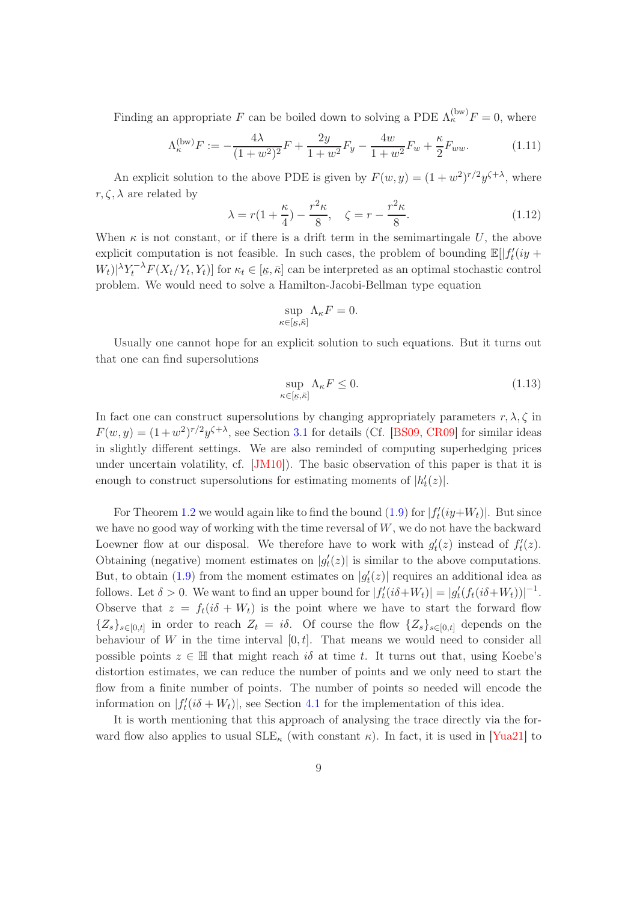Finding an appropriate $F$ can be boiled down to solving a PDE $\Lambda_\kappa^{(\mathrm{bw})} F = 0$, where

$$\Lambda_\kappa^{(\mathrm{bw})} F := -\frac{4\lambda}{(1+w^2)^2} F + \frac{2y}{1+w^2} F_y - \frac{4w}{1+w^2} F_w + \frac{\kappa}{2} F_{ww}. \tag{1.11}$$

An explicit solution to the above PDE is given by $F(w, y) = (1 + w^2)^{r/2} y^{\zeta+\lambda}$, where $r, \zeta, \lambda$ are related by

$$\lambda = r(1 + \frac{\kappa}{4}) - \frac{r^2\kappa}{8}, \quad \zeta = r - \frac{r^2\kappa}{8}. \tag{1.12}$$

When $\kappa$ is not constant, or if there is a drift term in the semimartingale $U$, the above explicit computation is not feasible. In such cases, the problem of bounding $\mathbb{E}[|f_t'(iy + W_t)|^\lambda Y_t^{-\lambda} F(X_t/Y_t, Y_t)]$ for $\kappa_t \in [\underline{\kappa}, \bar{\kappa}]$ can be interpreted as an optimal stochastic control problem. We would need to solve a Hamilton-Jacobi-Bellman type equation

$$\sup_{\kappa \in [\underline{\kappa}, \bar{\kappa}]} \Lambda_\kappa F = 0.$$

Usually one cannot hope for an explicit solution to such equations. But it turns out that one can find supersolutions

$$\sup_{\kappa \in [\underline{\kappa}, \bar{\kappa}]} \Lambda_\kappa F \leq 0. \tag{1.13}$$

In fact one can construct supersolutions by changing appropriately parameters $r, \lambda, \zeta$ in $F(w, y) = (1+w^2)^{r/2} y^{\zeta+\lambda}$, see Section 3.1 for details (Cf. [BS09, CR09] for similar ideas in slightly different settings. We are also reminded of computing superhedging prices under uncertain volatility, cf. [JM10]). The basic observation of this paper is that it is enough to construct supersolutions for estimating moments of $|h_t'(z)|$.

For Theorem 1.2 we would again like to find the bound (1.9) for $|f_t'(iy+W_t)|$. But since we have no good way of working with the time reversal of $W$, we do not have the backward Loewner flow at our disposal. We therefore have to work with $g_t'(z)$ instead of $f_t'(z)$. Obtaining (negative) moment estimates on $|g_t'(z)|$ is similar to the above computations. But, to obtain (1.9) from the moment estimates on $|g_t'(z)|$ requires an additional idea as follows. Let $\delta > 0$. We want to find an upper bound for $|f_t'(i\delta+W_t)| = |g_t'(f_t(i\delta+W_t))|^{-1}$. Observe that $z = f_t(i\delta + W_t)$ is the point where we have to start the forward flow $\{Z_s\}_{s\in[0,t]}$ in order to reach $Z_t = i\delta$. Of course the flow $\{Z_s\}_{s\in[0,t]}$ depends on the behaviour of $W$ in the time interval $[0, t]$. That means we would need to consider all possible points $z \in \mathbb{H}$ that might reach $i\delta$ at time $t$. It turns out that, using Koebe's distortion estimates, we can reduce the number of points and we only need to start the flow from a finite number of points. The number of points so needed will encode the information on $|f_t'(i\delta + W_t)|$, see Section 4.1 for the implementation of this idea.

It is worth mentioning that this approach of analysing the trace directly via the forward flow also applies to usual SLE$_\kappa$ (with constant $\kappa$). In fact, it is used in [Yua21] to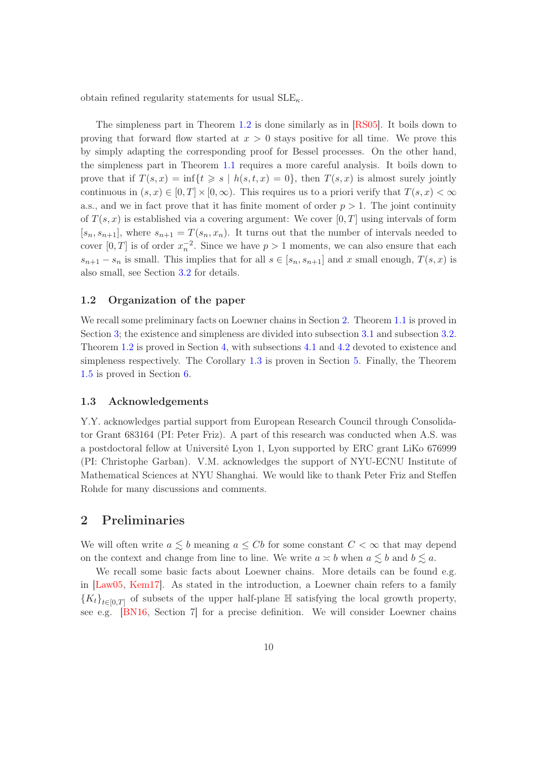obtain refined regularity statements for usual $\mathrm{SLE}_\kappa$.

The simpleness part in Theorem 1.2 is done similarly as in [RS05]. It boils down to proving that forward flow started at $x > 0$ stays positive for all time. We prove this by simply adapting the corresponding proof for Bessel processes. On the other hand, the simpleness part in Theorem 1.1 requires a more careful analysis. It boils down to prove that if $T(s,x) = \inf\{t \geqslant s \mid h(s,t,x) = 0\}$, then $T(s,x)$ is almost surely jointly continuous in $(s,x) \in [0,T] \times [0,\infty)$. This requires us to a priori verify that $T(s,x) < \infty$ a.s., and we in fact prove that it has finite moment of order $p > 1$. The joint continuity of $T(s,x)$ is established via a covering argument: We cover $[0,T]$ using intervals of form $[s_n, s_{n+1}]$, where $s_{n+1} = T(s_n, x_n)$. It turns out that the number of intervals needed to cover $[0,T]$ is of order $x_n^{-2}$. Since we have $p > 1$ moments, we can also ensure that each $s_{n+1} - s_n$ is small. This implies that for all $s \in [s_n, s_{n+1}]$ and $x$ small enough, $T(s,x)$ is also small, see Section 3.2 for details.

### 1.2 Organization of the paper

We recall some preliminary facts on Loewner chains in Section 2. Theorem 1.1 is proved in Section 3; the existence and simpleness are divided into subsection 3.1 and subsection 3.2. Theorem 1.2 is proved in Section 4, with subsections 4.1 and 4.2 devoted to existence and simpleness respectively. The Corollary 1.3 is proven in Section 5. Finally, the Theorem 1.5 is proved in Section 6.

### 1.3 Acknowledgements

Y.Y. acknowledges partial support from European Research Council through Consolidator Grant 683164 (PI: Peter Friz). A part of this research was conducted when A.S. was a postdoctoral fellow at Université Lyon 1, Lyon supported by ERC grant LiKo 676999 (PI: Christophe Garban). V.M. acknowledges the support of NYU-ECNU Institute of Mathematical Sciences at NYU Shanghai. We would like to thank Peter Friz and Steffen Rohde for many discussions and comments.

## 2 Preliminaries

We will often write $a \lesssim b$ meaning $a \leq Cb$ for some constant $C < \infty$ that may depend on the context and change from line to line. We write $a \asymp b$ when $a \lesssim b$ and $b \lesssim a$.

We recall some basic facts about Loewner chains. More details can be found e.g. in [Law05, Kem17]. As stated in the introduction, a Loewner chain refers to a family $\{K_t\}_{t\in[0,T]}$ of subsets of the upper half-plane $\mathbb{H}$ satisfying the local growth property, see e.g. [BN16, Section 7] for a precise definition. We will consider Loewner chains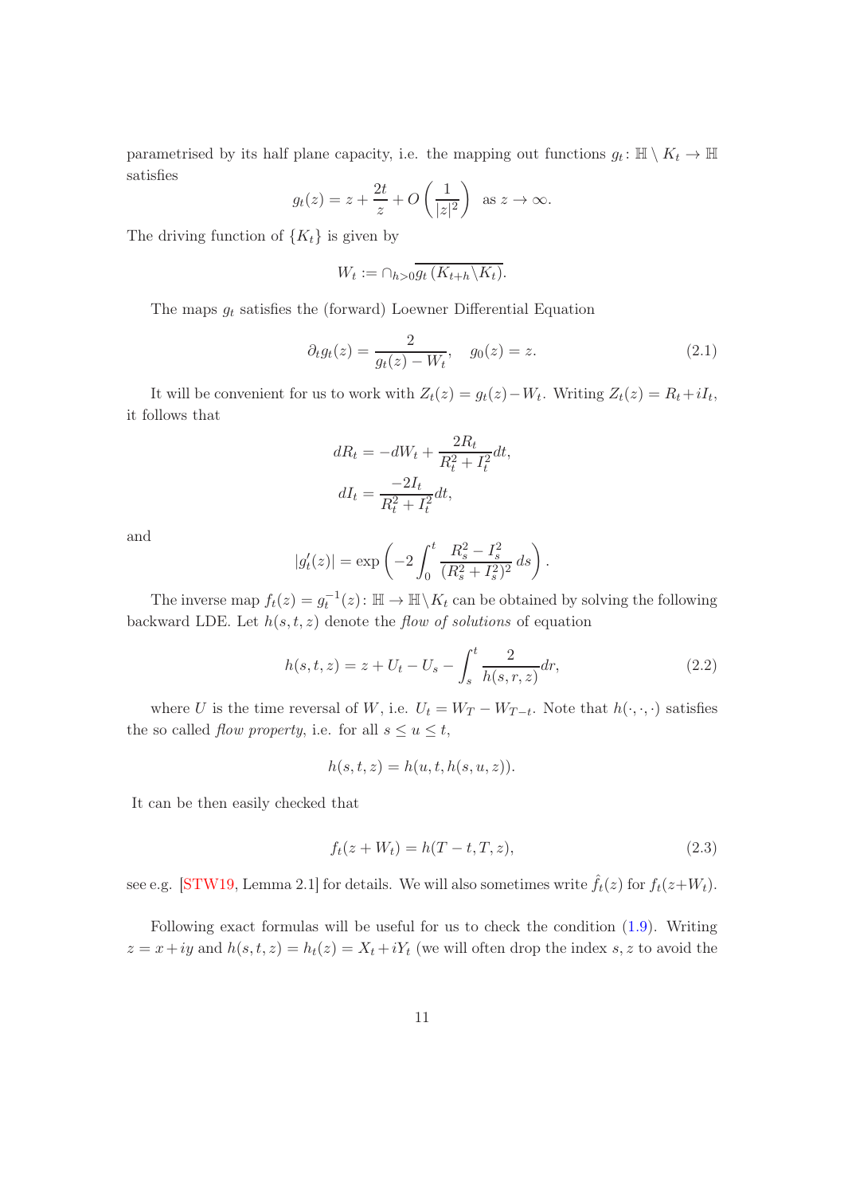parametrised by its half plane capacity, i.e. the mapping out functions $g_t \colon \mathbb{H} \setminus K_t \to \mathbb{H}$ satisfies

$$g_t(z) = z + \frac{2t}{z} + O\left(\frac{1}{|z|^2}\right) \text{ as } z \to \infty.$$

The driving function of $\{K_t\}$ is given by

$$W_t := \cap_{h>0} \overline{g_t\left(K_{t+h} \backslash K_t\right)}.$$

The maps $g_t$ satisfies the (forward) Loewner Differential Equation

$$\partial_t g_t(z) = \frac{2}{g_t(z) - W_t}, \quad g_0(z) = z. \tag{2.1}$$

It will be convenient for us to work with $Z_t(z) = g_t(z) - W_t$. Writing $Z_t(z) = R_t + iI_t$, it follows that

$$\begin{aligned} dR_t &= -dW_t + \frac{2R_t}{R_t^2 + I_t^2} dt, \\ dI_t &= \frac{-2I_t}{R_t^2 + I_t^2} dt, \end{aligned}$$

and

$$|g_t'(z)| = \exp\left(-2 \int_0^t \frac{R_s^2 - I_s^2}{(R_s^2 + I_s^2)^2}\, ds\right).$$

The inverse map $f_t(z) = g_t^{-1}(z) \colon \mathbb{H} \to \mathbb{H} \backslash K_t$ can be obtained by solving the following backward LDE. Let $h(s,t,z)$ denote the *flow of solutions* of equation

$$h(s,t,z) = z + U_t - U_s - \int_s^t \frac{2}{h(s,r,z)} dr, \tag{2.2}$$

where $U$ is the time reversal of $W$, i.e. $U_t = W_T - W_{T-t}$. Note that $h(\cdot,\cdot,\cdot)$ satisfies the so called *flow property*, i.e. for all $s \le u \le t$,

$$h(s,t,z) = h(u,t,h(s,u,z)).$$

It can be then easily checked that

$$f_t(z + W_t) = h(T - t, T, z), \tag{2.3}$$

see e.g. [STW19, Lemma 2.1] for details. We will also sometimes write $\hat{f}_t(z)$ for $f_t(z+W_t)$.

Following exact formulas will be useful for us to check the condition (1.9). Writing $z = x + iy$ and $h(s,t,z) = h_t(z) = X_t + iY_t$ (we will often drop the index $s, z$ to avoid the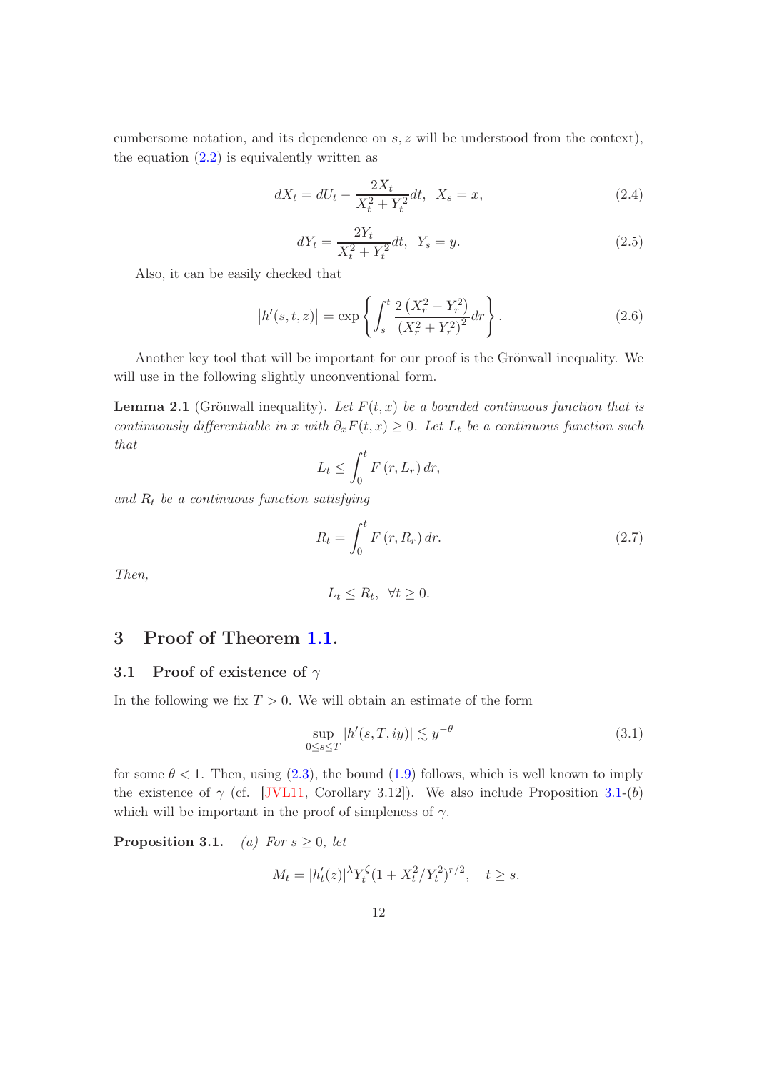cumbersome notation, and its dependence on $s, z$ will be understood from the context), the equation (2.2) is equivalently written as

$$dX_t = dU_t - \frac{2X_t}{X_t^2 + Y_t^2}dt, \;\; X_s = x, \tag{2.4}$$

$$dY_t = \frac{2Y_t}{X_t^2 + Y_t^2}dt, \;\; Y_s = y. \tag{2.5}$$

Also, it can be easily checked that

$$\left|h'(s,t,z)\right| = \exp\left\{\int_s^t \frac{2\left(X_r^2 - Y_r^2\right)}{\left(X_r^2 + Y_r^2\right)^2}dr\right\}. \tag{2.6}$$

Another key tool that will be important for our proof is the Grönwall inequality. We will use in the following slightly unconventional form.

**Lemma 2.1** (Grönwall inequality)**.** *Let $F(t,x)$ be a bounded continuous function that is continuously differentiable in $x$ with $\partial_x F(t,x) \geq 0$. Let $L_t$ be a continuous function such that*

$$L_t \leq \int_0^t F\left(r, L_r\right) dr,$$

*and $R_t$ be a continuous function satisfying*

$$R_t = \int_0^t F\left(r, R_r\right) dr. \tag{2.7}$$

*Then,*

$$L_t \leq R_t, \;\; \forall t \geq 0.$$

# 3 Proof of Theorem 1.1.

## 3.1 Proof of existence of $\gamma$

In the following we fix $T > 0$. We will obtain an estimate of the form

$$\sup_{0 \leq s \leq T} |h'(s,T,iy)| \lesssim y^{-\theta} \tag{3.1}$$

for some $\theta < 1$. Then, using (2.3), the bound (1.9) follows, which is well known to imply the existence of $\gamma$ (cf. [JVL11, Corollary 3.12]). We also include Proposition 3.1-($b$) which will be important in the proof of simpleness of $\gamma$.

**Proposition 3.1.** *(a) For $s \geq 0$, let*

$$M_t = |h_t'(z)|^\lambda Y_t^\zeta (1 + X_t^2/Y_t^2)^{r/2}, \quad t \geq s.$$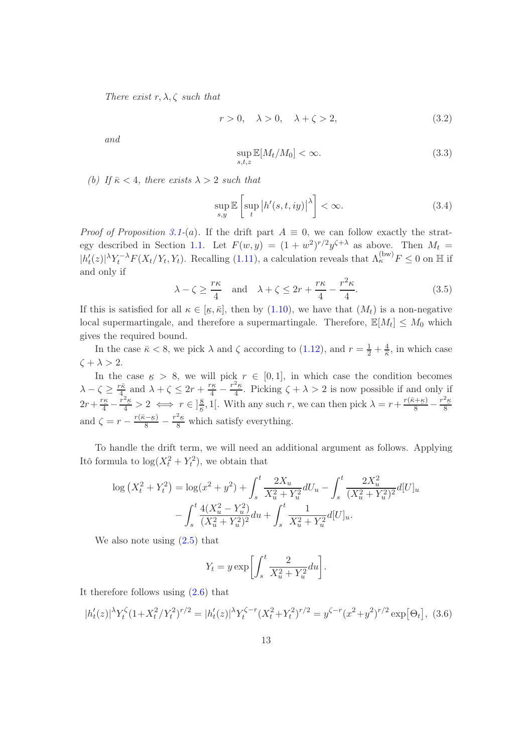*There exist $r, \lambda, \zeta$ such that*

$$r > 0, \quad \lambda > 0, \quad \lambda + \zeta > 2, \tag{3.2}$$

*and*

$$\sup_{s,t,z} \mathbb{E}[M_t / M_0] < \infty. \tag{3.3}$$

*(b) If $\bar{\kappa} < 4$, there exists $\lambda > 2$ such that*

$$\sup_{s,y} \mathbb{E}\left[ \sup_t \left| h'(s,t,iy) \right|^\lambda \right] < \infty. \tag{3.4}$$

*Proof of Proposition 3.1-(a).* If the drift part $A \equiv 0$, we can follow exactly the strategy described in Section 1.1. Let $F(w,y) = (1+w^2)^{r/2} y^{\zeta+\lambda}$ as above. Then $M_t = |h_t'(z)|^\lambda Y_t^{-\lambda} F(X_t/Y_t, Y_t)$. Recalling (1.11), a calculation reveals that $\Lambda_\kappa^{(\mathrm{bw})} F \le 0$ on $\mathbb{H}$ if and only if

$$\lambda - \zeta \ge \frac{r\kappa}{4} \quad \text{and} \quad \lambda + \zeta \le 2r + \frac{r\kappa}{4} - \frac{r^2\kappa}{4}. \tag{3.5}$$

If this is satisfied for all $\kappa \in [\underline{\kappa}, \bar{\kappa}]$, then by (1.10), we have that $(M_t)$ is a non-negative local supermartingale, and therefore a supermartingale. Therefore, $\mathbb{E}[M_t] \le M_0$ which gives the required bound.

In the case $\bar{\kappa} < 8$, we pick $\lambda$ and $\zeta$ according to (1.12), and $r = \frac{1}{2} + \frac{4}{\bar{\kappa}}$, in which case $\zeta + \lambda > 2$.

In the case $\underline{\kappa} > 8$, we will pick $r \in [0,1]$, in which case the condition becomes $\lambda - \zeta \ge \frac{r\bar{\kappa}}{4}$ and $\lambda + \zeta \le 2r + \frac{r\underline{\kappa}}{4} - \frac{r^2\underline{\kappa}}{4}$. Picking $\zeta + \lambda > 2$ is now possible if and only if $2r + \frac{r\underline{\kappa}}{4} - \frac{r^2\underline{\kappa}}{4} > 2 \iff r \in ]\frac{8}{\underline{\kappa}}, 1[$. With any such $r$, we can then pick $\lambda = r + \frac{r(\bar{\kappa}+\underline{\kappa})}{8} - \frac{r^2\underline{\kappa}}{8}$ and $\zeta = r - \frac{r(\bar{\kappa}-\underline{\kappa})}{8} - \frac{r^2\underline{\kappa}}{8}$ which satisfy everything.

To handle the drift term, we will need an additional argument as follows. Applying Itô formula to $\log(X_t^2 + Y_t^2)$, we obtain that

$$\begin{aligned}
\log\left(X_t^2 + Y_t^2\right) = \log(x^2+y^2) + \int_s^t \frac{2X_u}{X_u^2 + Y_u^2} dU_u - \int_s^t \frac{2X_u^2}{(X_u^2+Y_u^2)^2} d[U]_u \\
- \int_s^t \frac{4(X_u^2 - Y_u^2)}{(X_u^2+Y_u^2)^2} du + \int_s^t \frac{1}{X_u^2 + Y_u^2} d[U]_u.
\end{aligned}$$

We also note using (2.5) that

$$Y_t = y \exp\left[ \int_s^t \frac{2}{X_u^2 + Y_u^2} du \right].$$

It therefore follows using (2.6) that

$$|h_t'(z)|^\lambda Y_t^\zeta (1 + X_t^2/Y_t^2)^{r/2} = |h_t'(z)|^\lambda Y_t^{\zeta - r} (X_t^2 + Y_t^2)^{r/2} = y^{\zeta - r}(x^2+y^2)^{r/2} \exp\left[\Theta_t\right], \tag{3.6}$$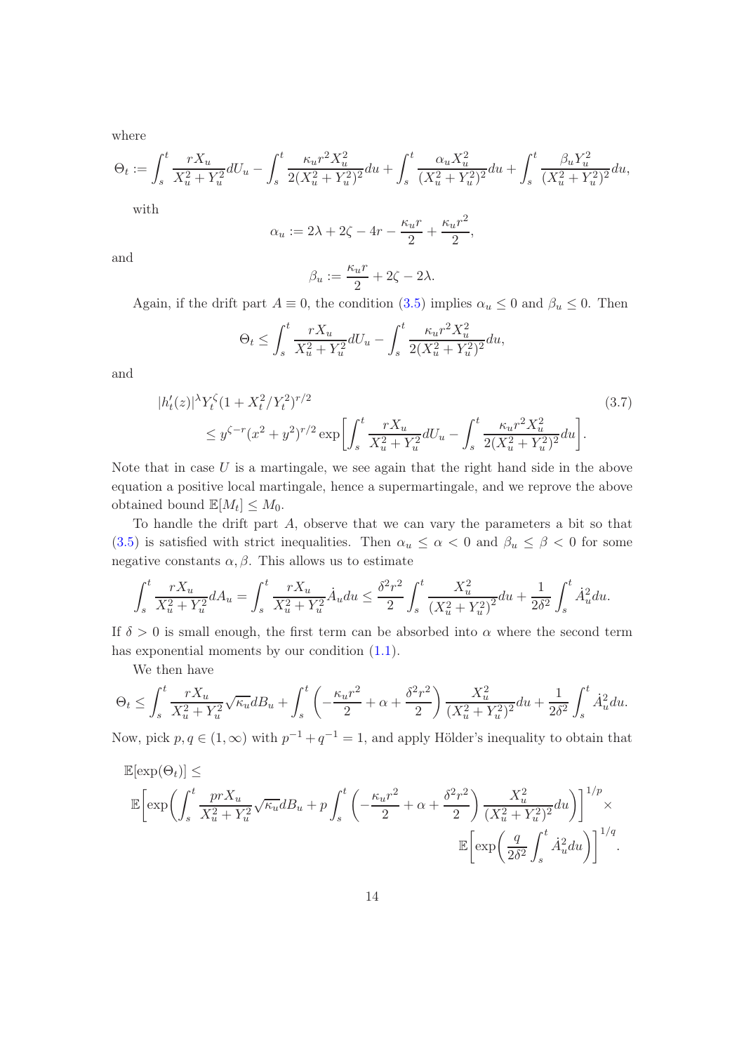where

$$\Theta_t := \int_s^t \frac{rX_u}{X_u^2+Y_u^2}dU_u - \int_s^t \frac{\kappa_u r^2 X_u^2}{2(X_u^2+Y_u^2)^2}du + \int_s^t \frac{\alpha_u X_u^2}{(X_u^2+Y_u^2)^2}du + \int_s^t \frac{\beta_u Y_u^2}{(X_u^2+Y_u^2)^2}du,$$

with

$$\alpha_u := 2\lambda + 2\zeta - 4r - \frac{\kappa_u r}{2} + \frac{\kappa_u r^2}{2},$$

and

$$\beta_u := \frac{\kappa_u r}{2} + 2\zeta - 2\lambda.$$

Again, if the drift part $A \equiv 0$, the condition (3.5) implies $\alpha_u \le 0$ and $\beta_u \le 0$. Then

$$\Theta_t \le \int_s^t \frac{rX_u}{X_u^2+Y_u^2}dU_u - \int_s^t \frac{\kappa_u r^2 X_u^2}{2(X_u^2+Y_u^2)^2}du,$$

and

$$\begin{aligned} &|h_t'(z)|^\lambda Y_t^\zeta (1+X_t^2/Y_t^2)^{r/2} \\ &\qquad \le y^{\zeta - r}(x^2+y^2)^{r/2}\exp\bigg[\int_s^t \frac{rX_u}{X_u^2+Y_u^2}dU_u - \int_s^t \frac{\kappa_u r^2 X_u^2}{2(X_u^2+Y_u^2)^2}du\bigg]. \end{aligned} \tag{3.7}$$

Note that in case $U$ is a martingale, we see again that the right hand side in the above equation a positive local martingale, hence a supermartingale, and we reprove the above obtained bound $\mathbb{E}[M_t] \le M_0$.

To handle the drift part $A$, observe that we can vary the parameters a bit so that (3.5) is satisfied with strict inequalities. Then $\alpha_u \le \alpha < 0$ and $\beta_u \le \beta < 0$ for some negative constants $\alpha, \beta$. This allows us to estimate

$$\int_s^t \frac{rX_u}{X_u^2+Y_u^2}dA_u = \int_s^t \frac{rX_u}{X_u^2+Y_u^2}\dot{A}_u du \le \frac{\delta^2 r^2}{2}\int_s^t \frac{X_u^2}{(X_u^2+Y_u^2)^2}du + \frac{1}{2\delta^2}\int_s^t \dot{A}_u^2 du.$$

If $\delta > 0$ is small enough, the first term can be absorbed into $\alpha$ where the second term has exponential moments by our condition (1.1).

We then have

$$\Theta_t \le \int_s^t \frac{rX_u}{X_u^2+Y_u^2}\sqrt{\kappa_u}dB_u + \int_s^t \left(-\frac{\kappa_u r^2}{2} + \alpha + \frac{\delta^2 r^2}{2}\right)\frac{X_u^2}{(X_u^2+Y_u^2)^2}du + \frac{1}{2\delta^2}\int_s^t \dot{A}_u^2 du.$$

Now, pick $p, q \in (1,\infty)$ with $p^{-1}+q^{-1} = 1$, and apply Hölder's inequality to obtain that

$$\begin{aligned} &\mathbb{E}[\exp(\Theta_t)] \le \\ &\mathbb{E}\bigg[\exp\bigg(\int_s^t \frac{prX_u}{X_u^2+Y_u^2}\sqrt{\kappa_u}dB_u + p\int_s^t \left(-\frac{\kappa_u r^2}{2} + \alpha + \frac{\delta^2 r^2}{2}\right)\frac{X_u^2}{(X_u^2+Y_u^2)^2}du\bigg)\bigg]^{1/p} \times \\ &\qquad\qquad\qquad\qquad\qquad\qquad\qquad\qquad \mathbb{E}\bigg[\exp\bigg(\frac{q}{2\delta^2}\int_s^t \dot{A}_u^2 du\bigg)\bigg]^{1/q}. \end{aligned}$$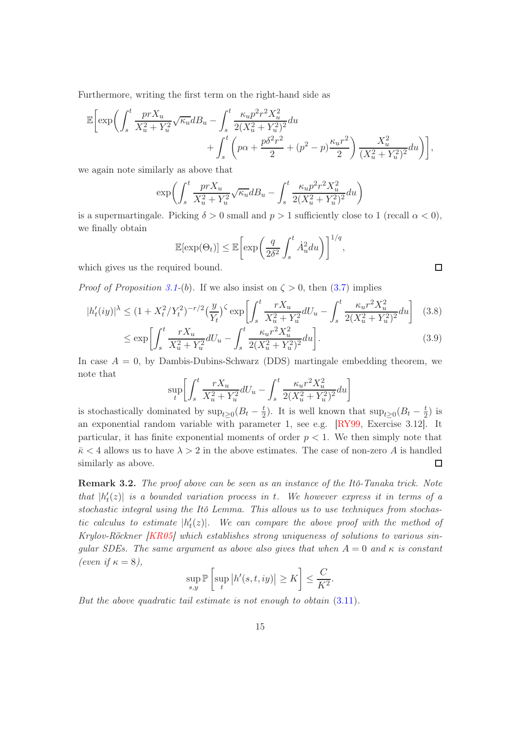Furthermore, writing the first term on the right-hand side as

$$\mathbb{E}\bigg[\exp\bigg(\int_s^t \frac{prX_u}{X_u^2+Y_u^2}\sqrt{\kappa_u}dB_u - \int_s^t \frac{\kappa_u p^2 r^2 X_u^2}{2(X_u^2+Y_u^2)^2}du + \int_s^t \left(p\alpha + \frac{p\delta^2 r^2}{2} + (p^2-p)\frac{\kappa_u r^2}{2}\right)\frac{X_u^2}{(X_u^2+Y_u^2)^2}du\bigg)\bigg],$$

we again note similarly as above that

$$\exp\bigg(\int_s^t \frac{prX_u}{X_u^2+Y_u^2}\sqrt{\kappa_u}dB_u - \int_s^t \frac{\kappa_u p^2 r^2 X_u^2}{2(X_u^2+Y_u^2)^2}du\bigg)$$

is a supermartingale. Picking $\delta > 0$ small and $p > 1$ sufficiently close to 1 (recall $\alpha < 0$), we finally obtain

$$\mathbb{E}[\exp(\Theta_t)] \le \mathbb{E}\bigg[\exp\bigg(\frac{q}{2\delta^2}\int_s^t \dot{A}_u^2 du\bigg)\bigg]^{1/q},$$

which gives us the required bound. $\square$

*Proof of Proposition 3.1-(b).* If we also insist on $\zeta > 0$, then (3.7) implies

$$|h_t'(iy)|^\lambda \le (1+X_t^2/Y_t^2)^{-r/2}\big(\frac{y}{Y_t}\big)^\zeta \exp\bigg[\int_s^t \frac{rX_u}{X_u^2+Y_u^2}dU_u - \int_s^t \frac{\kappa_u r^2 X_u^2}{2(X_u^2+Y_u^2)^2}du\bigg] \tag{3.8}$$

$$\le \exp\bigg[\int_s^t \frac{rX_u}{X_u^2+Y_u^2}dU_u - \int_s^t \frac{\kappa_u r^2 X_u^2}{2(X_u^2+Y_u^2)^2}du\bigg]. \tag{3.9}$$

In case $A = 0$, by Dambis-Dubins-Schwarz (DDS) martingale embedding theorem, we note that

$$\sup_t\bigg[\int_s^t \frac{rX_u}{X_u^2+Y_u^2}dU_u - \int_s^t \frac{\kappa_u r^2 X_u^2}{2(X_u^2+Y_u^2)^2}du\bigg]$$

is stochastically dominated by $\sup_{t\ge 0}(B_t - \frac{t}{2})$. It is well known that $\sup_{t\ge 0}(B_t - \frac{t}{2})$ is an exponential random variable with parameter 1, see e.g. [RY99, Exercise 3.12]. It particular, it has finite exponential moments of order $p < 1$. We then simply note that $\bar{\kappa} < 4$ allows us to have $\lambda > 2$ in the above estimates. The case of non-zero $A$ is handled similarly as above. $\square$

**Remark 3.2.** *The proof above can be seen as an instance of the Itô-Tanaka trick. Note that $|h_t'(z)|$ is a bounded variation process in $t$. We however express it in terms of a stochastic integral using the Itô Lemma. This allows us to use techniques from stochastic calculus to estimate $|h_t'(z)|$. We can compare the above proof with the method of Krylov-Röckner [KR05] which establishes strong uniqueness of solutions to various singular SDEs. The same argument as above also gives that when $A = 0$ and $\kappa$ is constant (even if $\kappa = 8$),*

$$\sup_{s,y}\mathbb{P}\left[\sup_t |h'(s,t,iy)| \ge K\right] \le \frac{C}{K^2}.$$

*But the above quadratic tail estimate is not enough to obtain (3.11).*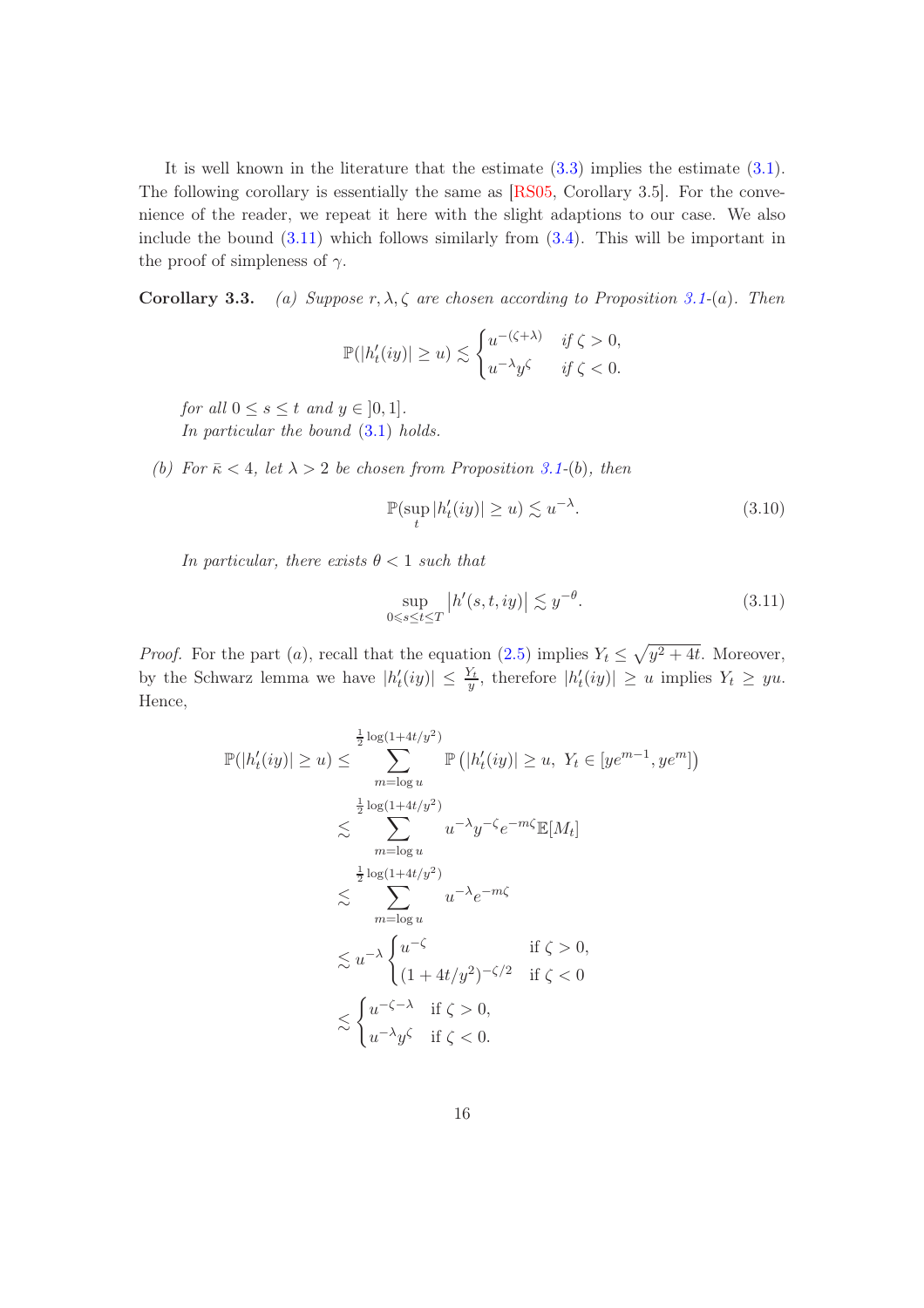It is well known in the literature that the estimate (3.3) implies the estimate (3.1). The following corollary is essentially the same as [RS05, Corollary 3.5]. For the convenience of the reader, we repeat it here with the slight adaptions to our case. We also include the bound (3.11) which follows similarly from (3.4). This will be important in the proof of simpleness of $\gamma$.

**Corollary 3.3.** *(a) Suppose $r, \lambda, \zeta$ are chosen according to Proposition 3.1-(a). Then*

$$\mathbb{P}(|h_t'(iy)| \geq u) \lesssim \begin{cases} u^{-(\zeta+\lambda)} & \text{if } \zeta > 0, \\ u^{-\lambda} y^{\zeta} & \text{if } \zeta < 0. \end{cases}$$

*for all $0 \leq s \leq t$ and $y \in ]0, 1]$.*
*In particular the bound (3.1) holds.*

*(b) For $\bar{\kappa} < 4$, let $\lambda > 2$ be chosen from Proposition 3.1-(b), then*

$$\mathbb{P}(\sup_t |h_t'(iy)| \geq u) \lesssim u^{-\lambda}. \tag{3.10}$$

*In particular, there exists $\theta < 1$ such that*

$$\sup_{0 \leqslant s \leq t \leq T} \left| h'(s, t, iy) \right| \lesssim y^{-\theta}. \tag{3.11}$$

*Proof.* For the part $(a)$, recall that the equation (2.5) implies $Y_t \leq \sqrt{y^2 + 4t}$. Moreover, by the Schwarz lemma we have $|h_t'(iy)| \leq \frac{Y_t}{y}$, therefore $|h_t'(iy)| \geq u$ implies $Y_t \geq yu$. Hence,

$$\begin{aligned}
\mathbb{P}(|h_t'(iy)| \geq u) &\leq \sum_{m=\log u}^{\frac{1}{2}\log(1+4t/y^2)} \mathbb{P}\left(|h_t'(iy)| \geq u,\ Y_t \in [ye^{m-1}, ye^m]\right) \\
&\lesssim \sum_{m=\log u}^{\frac{1}{2}\log(1+4t/y^2)} u^{-\lambda} y^{-\zeta} e^{-m\zeta} \mathbb{E}[M_t] \\
&\lesssim \sum_{m=\log u}^{\frac{1}{2}\log(1+4t/y^2)} u^{-\lambda} e^{-m\zeta} \\
&\lesssim u^{-\lambda} \begin{cases} u^{-\zeta} & \text{if } \zeta > 0, \\ (1+4t/y^2)^{-\zeta/2} & \text{if } \zeta < 0 \end{cases} \\
&\lesssim \begin{cases} u^{-\zeta-\lambda} & \text{if } \zeta > 0, \\ u^{-\lambda} y^{\zeta} & \text{if } \zeta < 0. \end{cases}
\end{aligned}$$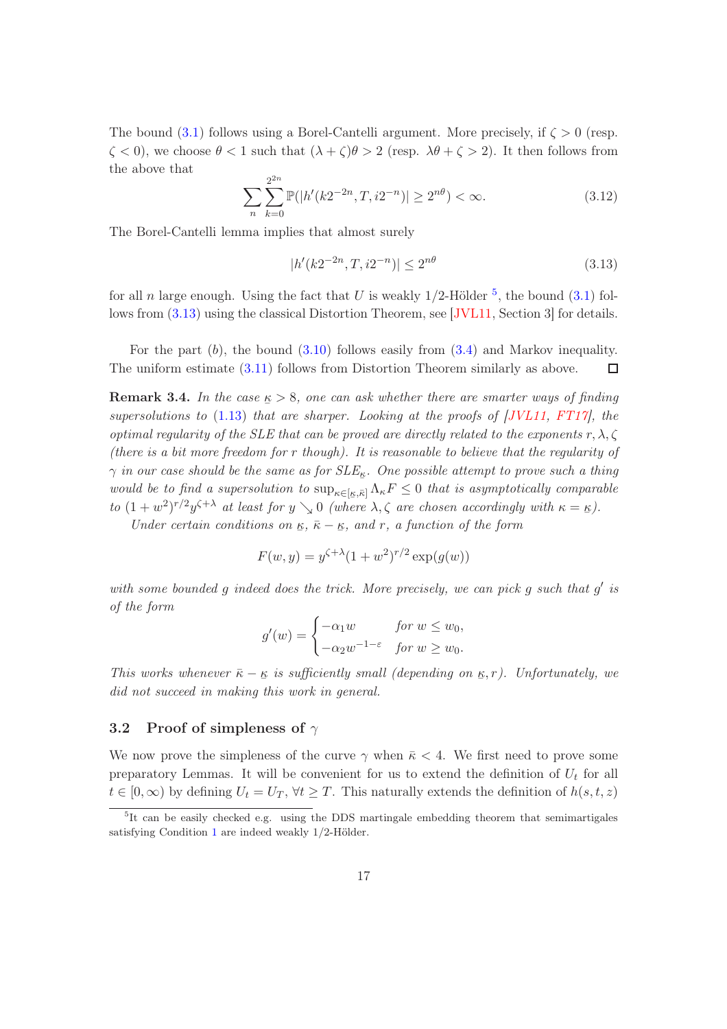The bound (3.1) follows using a Borel-Cantelli argument. More precisely, if $\zeta > 0$ (resp. $\zeta < 0$), we choose $\theta < 1$ such that $(\lambda + \zeta)\theta > 2$ (resp. $\lambda\theta + \zeta > 2$). It then follows from the above that

$$\sum_n \sum_{k=0}^{2^{2n}} \mathbb{P}(|h'(k2^{-2n}, T, i2^{-n})| \geq 2^{n\theta}) < \infty. \tag{3.12}$$

The Borel-Cantelli lemma implies that almost surely

$$|h'(k2^{-2n}, T, i2^{-n})| \leq 2^{n\theta} \tag{3.13}$$

for all $n$ large enough. Using the fact that $U$ is weakly 1/2-Hölder [5], the bound (3.1) follows from (3.13) using the classical Distortion Theorem, see [JVL11, Section 3] for details.

For the part $(b)$, the bound (3.10) follows easily from (3.4) and Markov inequality. The uniform estimate (3.11) follows from Distortion Theorem similarly as above. □

**Remark 3.4.** *In the case $\underline{\kappa} > 8$, one can ask whether there are smarter ways of finding supersolutions to (1.13) that are sharper. Looking at the proofs of [JVL11, FT17], the optimal regularity of the SLE that can be proved are directly related to the exponents $r, \lambda, \zeta$ (there is a bit more freedom for $r$ though). It is reasonable to believe that the regularity of $\gamma$ in our case should be the same as for SLE$_{\underline{\kappa}}$. One possible attempt to prove such a thing would be to find a supersolution to $\sup_{\kappa \in [\underline{\kappa}, \bar{\kappa}]} \Lambda_\kappa F \leq 0$ that is asymptotically comparable to $(1 + w^2)^{r/2} y^{\zeta+\lambda}$ at least for $y \searrow 0$ (where $\lambda, \zeta$ are chosen accordingly with $\kappa = \underline{\kappa}$).*

*Under certain conditions on $\underline{\kappa}$, $\bar{\kappa} - \underline{\kappa}$, and $r$, a function of the form*

$$F(w, y) = y^{\zeta+\lambda}(1 + w^2)^{r/2} \exp(g(w))$$

*with some bounded $g$ indeed does the trick. More precisely, we can pick $g$ such that $g'$ is of the form*

$$g'(w) = \begin{cases} -\alpha_1 w & \text{for } w \leq w_0, \\ -\alpha_2 w^{-1-\varepsilon} & \text{for } w \geq w_0. \end{cases}$$

*This works whenever $\bar{\kappa} - \underline{\kappa}$ is sufficiently small (depending on $\underline{\kappa}, r$). Unfortunately, we did not succeed in making this work in general.*

### 3.2 Proof of simpleness of $\gamma$

We now prove the simpleness of the curve $\gamma$ when $\bar{\kappa} < 4$. We first need to prove some preparatory Lemmas. It will be convenient for us to extend the definition of $U_t$ for all $t \in [0, \infty)$ by defining $U_t = U_T$, $\forall t \geq T$. This naturally extends the definition of $h(s, t, z)$

[5] It can be easily checked e.g. using the DDS martingale embedding theorem that semimartigales satisfying Condition 1 are indeed weakly 1/2-Hölder.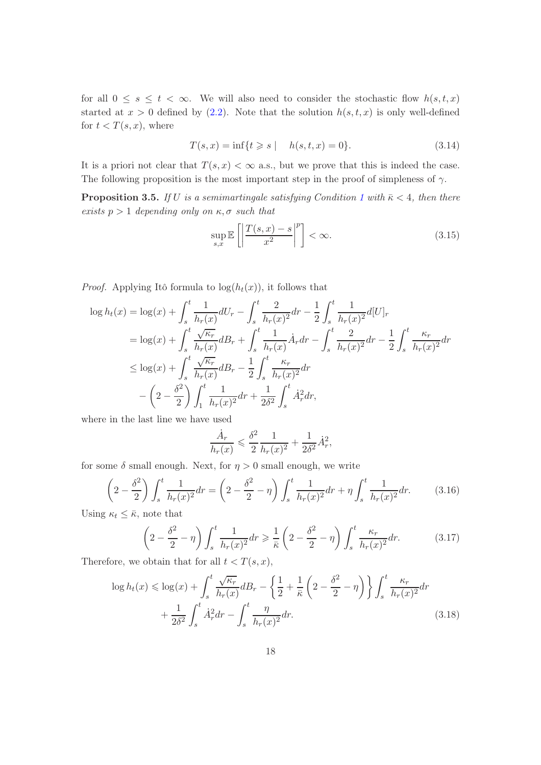for all $0 \leq s \leq t < \infty$. We will also need to consider the stochastic flow $h(s,t,x)$ started at $x > 0$ defined by (2.2). Note that the solution $h(s,t,x)$ is only well-defined for $t < T(s,x)$, where

$$
T(s,x) = \inf\{t \geqslant s \mid \quad h(s,t,x) = 0\}. \tag{3.14}
$$

It is a priori not clear that $T(s,x) < \infty$ a.s., but we prove that this is indeed the case. The following proposition is the most important step in the proof of simpleness of $\gamma$.

**Proposition 3.5.** *If $U$ is a semimartingale satisfying Condition 1 with $\bar{\kappa} < 4$, then there exists $p > 1$ depending only on $\kappa, \sigma$ such that*

$$
\sup_{s,x} \mathbb{E}\left[\left|\frac{T(s,x) - s}{x^2}\right|^p\right] < \infty. \tag{3.15}
$$

*Proof.* Applying Itô formula to $\log(h_t(x))$, it follows that

$$
\begin{aligned}
\log h_t(x) &= \log(x) + \int_s^t \frac{1}{h_r(x)} dU_r - \int_s^t \frac{2}{h_r(x)^2} dr - \frac{1}{2}\int_s^t \frac{1}{h_r(x)^2} d[U]_r \\
&= \log(x) + \int_s^t \frac{\sqrt{\kappa_r}}{h_r(x)} dB_r + \int_s^t \frac{1}{h_r(x)} \dot{A}_r dr - \int_s^t \frac{2}{h_r(x)^2} dr - \frac{1}{2}\int_s^t \frac{\kappa_r}{h_r(x)^2} dr \\
&\leq \log(x) + \int_s^t \frac{\sqrt{\kappa_r}}{h_r(x)} dB_r - \frac{1}{2}\int_s^t \frac{\kappa_r}{h_r(x)^2} dr \\
&\quad - \left(2 - \frac{\delta^2}{2}\right)\int_1^t \frac{1}{h_r(x)^2} dr + \frac{1}{2\delta^2}\int_s^t \dot{A}_r^2 dr,
\end{aligned}
$$

where in the last line we have used

$$
\frac{\dot{A}_r}{h_r(x)} \leqslant \frac{\delta^2}{2}\frac{1}{h_r(x)^2} + \frac{1}{2\delta^2}\dot{A}_r^2,
$$

for some $\delta$ small enough. Next, for $\eta > 0$ small enough, we write

$$
\left(2 - \frac{\delta^2}{2}\right)\int_s^t \frac{1}{h_r(x)^2} dr = \left(2 - \frac{\delta^2}{2} - \eta\right)\int_s^t \frac{1}{h_r(x)^2} dr + \eta \int_s^t \frac{1}{h_r(x)^2} dr. \tag{3.16}
$$

Using $\kappa_t \leq \bar{\kappa}$, note that

$$
\left(2 - \frac{\delta^2}{2} - \eta\right)\int_s^t \frac{1}{h_r(x)^2} dr \geqslant \frac{1}{\bar{\kappa}}\left(2 - \frac{\delta^2}{2} - \eta\right)\int_s^t \frac{\kappa_r}{h_r(x)^2} dr. \tag{3.17}
$$

Therefore, we obtain that for all $t < T(s,x)$,

$$
\begin{aligned}
\log h_t(x) \leqslant \log(x) &+ \int_s^t \frac{\sqrt{\kappa_r}}{h_r(x)} dB_r - \left\{\frac{1}{2} + \frac{1}{\bar{\kappa}}\left(2 - \frac{\delta^2}{2} - \eta\right)\right\}\int_s^t \frac{\kappa_r}{h_r(x)^2} dr \\
&+ \frac{1}{2\delta^2}\int_s^t \dot{A}_r^2 dr - \int_s^t \frac{\eta}{h_r(x)^2} dr.
\end{aligned} \tag{3.18}
$$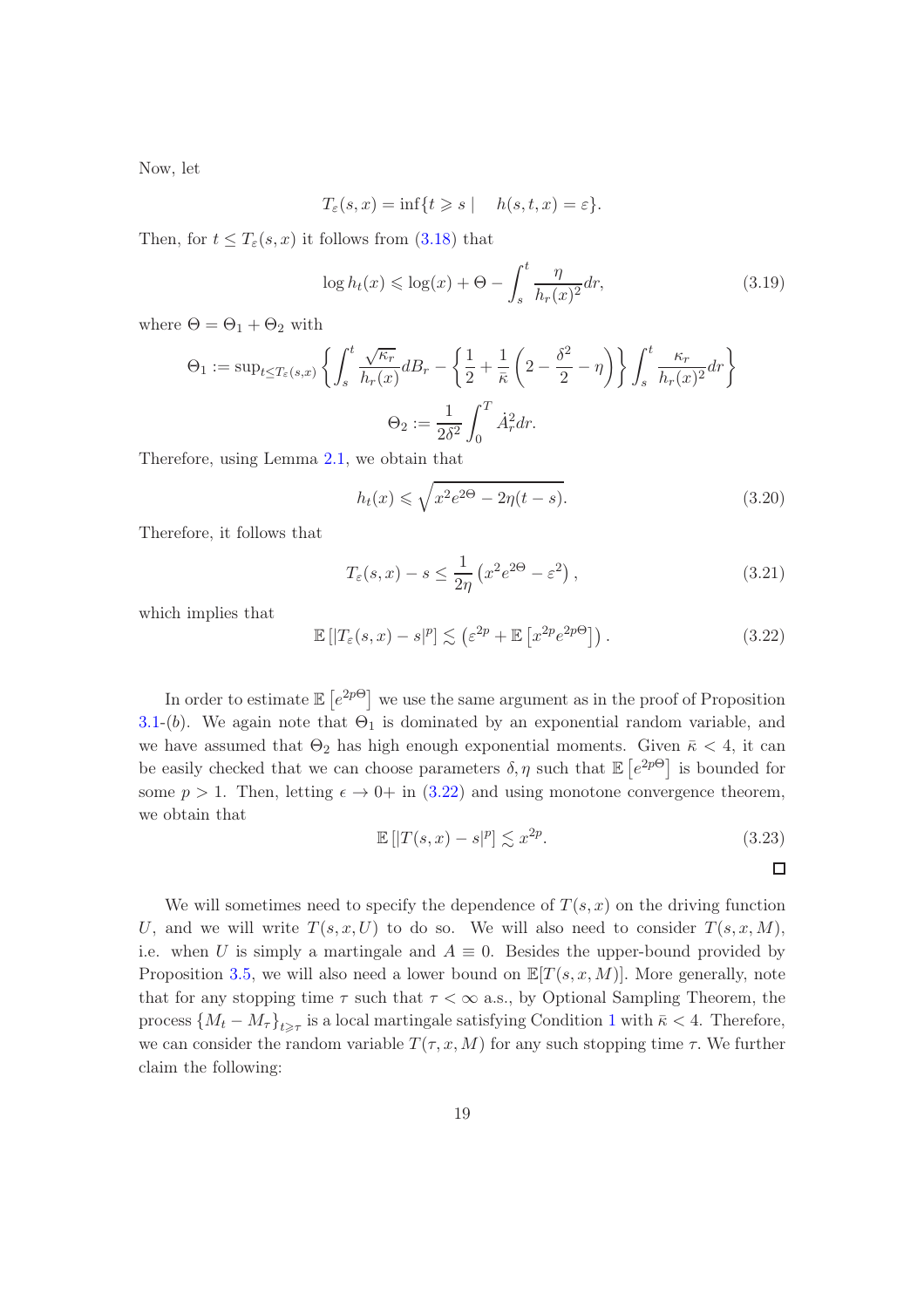Now, let

$$T_\varepsilon(s,x) = \inf\{t \geqslant s \mid \quad h(s,t,x) = \varepsilon\}.$$

Then, for $t \leq T_\varepsilon(s,x)$ it follows from (3.18) that

$$\log h_t(x) \leqslant \log(x) + \Theta - \int_s^t \frac{\eta}{h_r(x)^2} dr, \tag{3.19}$$

where $\Theta = \Theta_1 + \Theta_2$ with

$$\Theta_1 := \sup_{t \leq T_\varepsilon(s,x)} \left\{ \int_s^t \frac{\sqrt{\kappa_r}}{h_r(x)} dB_r - \left\{ \frac{1}{2} + \frac{1}{\bar{\kappa}} \left( 2 - \frac{\delta^2}{2} - \eta \right) \right\} \int_s^t \frac{\kappa_r}{h_r(x)^2} dr \right\}$$

$$\Theta_2 := \frac{1}{2\delta^2} \int_0^T \dot{A}_r^2 dr.$$

Therefore, using Lemma 2.1, we obtain that

$$h_t(x) \leqslant \sqrt{x^2 e^{2\Theta} - 2\eta(t-s)}. \tag{3.20}$$

Therefore, it follows that

$$T_\varepsilon(s,x) - s \leq \frac{1}{2\eta} \left( x^2 e^{2\Theta} - \varepsilon^2 \right), \tag{3.21}$$

which implies that

$$\mathbb{E}\left[|T_\varepsilon(s,x) - s|^p\right] \lesssim \left( \varepsilon^{2p} + \mathbb{E}\left[ x^{2p} e^{2p\Theta} \right] \right). \tag{3.22}$$

In order to estimate $\mathbb{E}\left[e^{2p\Theta}\right]$ we use the same argument as in the proof of Proposition 3.1-$(b)$. We again note that $\Theta_1$ is dominated by an exponential random variable, and we have assumed that $\Theta_2$ has high enough exponential moments. Given $\bar{\kappa} < 4$, it can be easily checked that we can choose parameters $\delta, \eta$ such that $\mathbb{E}\left[e^{2p\Theta}\right]$ is bounded for some $p > 1$. Then, letting $\epsilon \to 0+$ in (3.22) and using monotone convergence theorem, we obtain that

$$\mathbb{E}\left[|T(s,x) - s|^p\right] \lesssim x^{2p}. \tag{3.23}$$

$\square$

We will sometimes need to specify the dependence of $T(s,x)$ on the driving function $U$, and we will write $T(s,x,U)$ to do so. We will also need to consider $T(s,x,M)$, i.e. when $U$ is simply a martingale and $A \equiv 0$. Besides the upper-bound provided by Proposition 3.5, we will also need a lower bound on $\mathbb{E}[T(s,x,M)]$. More generally, note that for any stopping time $\tau$ such that $\tau < \infty$ a.s., by Optional Sampling Theorem, the process $\{M_t - M_\tau\}_{t \geqslant \tau}$ is a local martingale satisfying Condition 1 with $\bar{\kappa} < 4$. Therefore, we can consider the random variable $T(\tau, x, M)$ for any such stopping time $\tau$. We further claim the following: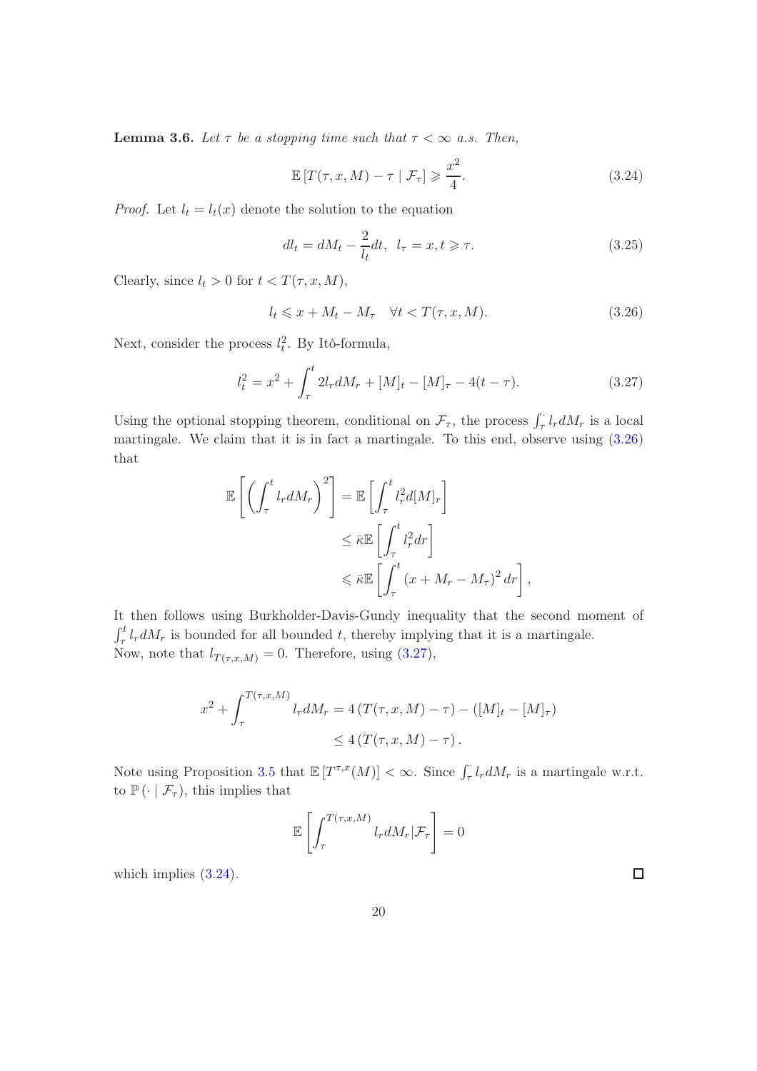**Lemma 3.6.** *Let $\tau$ be a stopping time such that $\tau < \infty$ a.s. Then,*

$$\mathbb{E}\left[T(\tau, x, M) - \tau \mid \mathcal{F}_\tau\right] \geqslant \frac{x^2}{4}. \tag{3.24}$$

*Proof.* Let $l_t = l_t(x)$ denote the solution to the equation

$$dl_t = dM_t - \frac{2}{l_t}dt, \;\; l_\tau = x, t \geqslant \tau. \tag{3.25}$$

Clearly, since $l_t > 0$ for $t < T(\tau, x, M)$,

$$l_t \leqslant x + M_t - M_\tau \quad \forall t < T(\tau, x, M). \tag{3.26}$$

Next, consider the process $l_t^2$. By Itô-formula,

$$l_t^2 = x^2 + \int_\tau^t 2l_r dM_r + [M]_t - [M]_\tau - 4(t-\tau). \tag{3.27}$$

Using the optional stopping theorem, conditional on $\mathcal{F}_\tau$, the process $\int_\tau^\cdot l_r dM_r$ is a local martingale. We claim that it is in fact a martingale. To this end, observe using (3.26) that

$$\begin{aligned}
\mathbb{E}\left[\left(\int_\tau^t l_r dM_r\right)^2\right] &= \mathbb{E}\left[\int_\tau^t l_r^2 d[M]_r\right] \\
&\leq \bar{\kappa}\mathbb{E}\left[\int_\tau^t l_r^2 dr\right] \\
&\leqslant \bar{\kappa}\mathbb{E}\left[\int_\tau^t (x + M_r - M_\tau)^2 dr\right],
\end{aligned}$$

It then follows using Burkholder-Davis-Gundy inequality that the second moment of $\int_\tau^t l_r dM_r$ is bounded for all bounded $t$, thereby implying that it is a martingale.
Now, note that $l_{T(\tau,x,M)} = 0$. Therefore, using (3.27),

$$\begin{aligned}
x^2 + \int_\tau^{T(\tau,x,M)} l_r dM_r &= 4\left(T(\tau, x, M) - \tau\right) - \left([M]_t - [M]_\tau\right) \\
&\leq 4\left(T(\tau, x, M) - \tau\right).
\end{aligned}$$

Note using Proposition 3.5 that $\mathbb{E}\left[T^{\tau,x}(M)\right] < \infty$. Since $\int_\tau^\cdot l_r dM_r$ is a martingale w.r.t. to $\mathbb{P}\left(\cdot \mid \mathcal{F}_\tau\right)$, this implies that

$$\mathbb{E}\left[\int_\tau^{T(\tau,x,M)} l_r dM_r | \mathcal{F}_\tau\right] = 0$$

which implies (3.24). ∎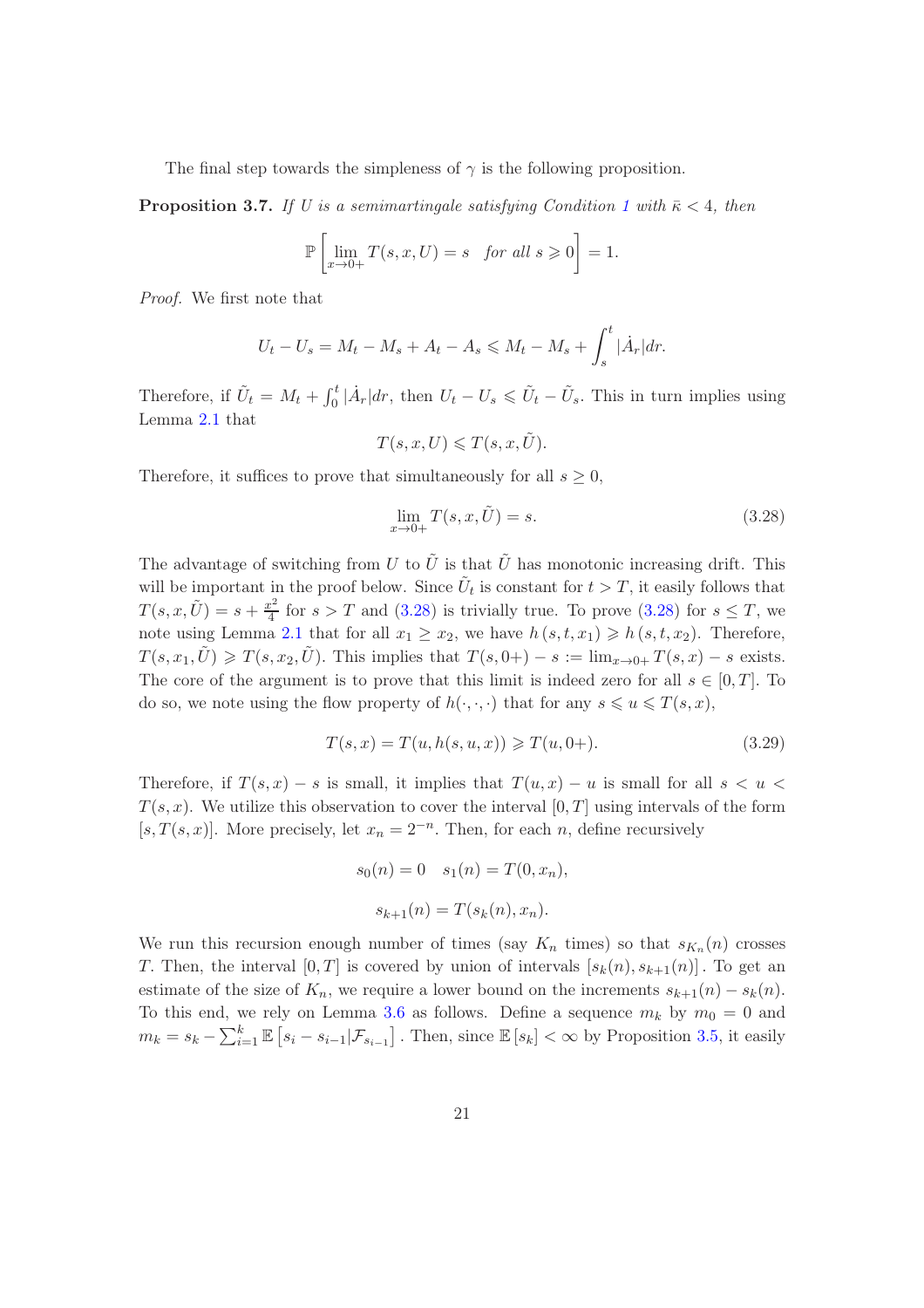The final step towards the simpleness of $\gamma$ is the following proposition.

**Proposition 3.7.** *If $U$ is a semimartingale satisfying Condition 1 with $\bar{\kappa} < 4$, then*

$$\mathbb{P}\left[\lim_{x \to 0+} T(s, x, U) = s \quad \text{for all } s \geqslant 0\right] = 1.$$

*Proof.* We first note that

$$U_t - U_s = M_t - M_s + A_t - A_s \leqslant M_t - M_s + \int_s^t |\dot{A}_r| dr.$$

Therefore, if $\tilde{U}_t = M_t + \int_0^t |\dot{A}_r| dr$, then $U_t - U_s \leqslant \tilde{U}_t - \tilde{U}_s$. This in turn implies using Lemma 2.1 that

$$T(s, x, U) \leqslant T(s, x, \tilde{U}).$$

Therefore, it suffices to prove that simultaneously for all $s \geq 0$,

$$\lim_{x \to 0+} T(s, x, \tilde{U}) = s. \tag{3.28}$$

The advantage of switching from $U$ to $\tilde{U}$ is that $\tilde{U}$ has monotonic increasing drift. This will be important in the proof below. Since $\tilde{U}_t$ is constant for $t > T$, it easily follows that $T(s, x, \tilde{U}) = s + \frac{x^2}{4}$ for $s > T$ and (3.28) is trivially true. To prove (3.28) for $s \leq T$, we note using Lemma 2.1 that for all $x_1 \geq x_2$, we have $h(s, t, x_1) \geqslant h(s, t, x_2)$. Therefore, $T(s, x_1, \tilde{U}) \geqslant T(s, x_2, \tilde{U})$. This implies that $T(s, 0+) - s := \lim_{x \to 0+} T(s, x) - s$ exists. The core of the argument is to prove that this limit is indeed zero for all $s \in [0, T]$. To do so, we note using the flow property of $h(\cdot, \cdot, \cdot)$ that for any $s \leqslant u \leqslant T(s, x)$,

$$T(s, x) = T(u, h(s, u, x)) \geqslant T(u, 0+). \tag{3.29}$$

Therefore, if $T(s, x) - s$ is small, it implies that $T(u, x) - u$ is small for all $s < u < T(s, x)$. We utilize this observation to cover the interval $[0, T]$ using intervals of the form $[s, T(s, x)]$. More precisely, let $x_n = 2^{-n}$. Then, for each $n$, define recursively

$$s_0(n) = 0 \quad s_1(n) = T(0, x_n),$$

$$s_{k+1}(n) = T(s_k(n), x_n).$$

We run this recursion enough number of times (say $K_n$ times) so that $s_{K_n}(n)$ crosses $T$. Then, the interval $[0, T]$ is covered by union of intervals $[s_k(n), s_{k+1}(n)]$. To get an estimate of the size of $K_n$, we require a lower bound on the increments $s_{k+1}(n) - s_k(n)$. To this end, we rely on Lemma 3.6 as follows. Define a sequence $m_k$ by $m_0 = 0$ and $m_k = s_k - \sum_{i=1}^k \mathbb{E}\left[s_i - s_{i-1} | \mathcal{F}_{s_{i-1}}\right]$. Then, since $\mathbb{E}[s_k] < \infty$ by Proposition 3.5, it easily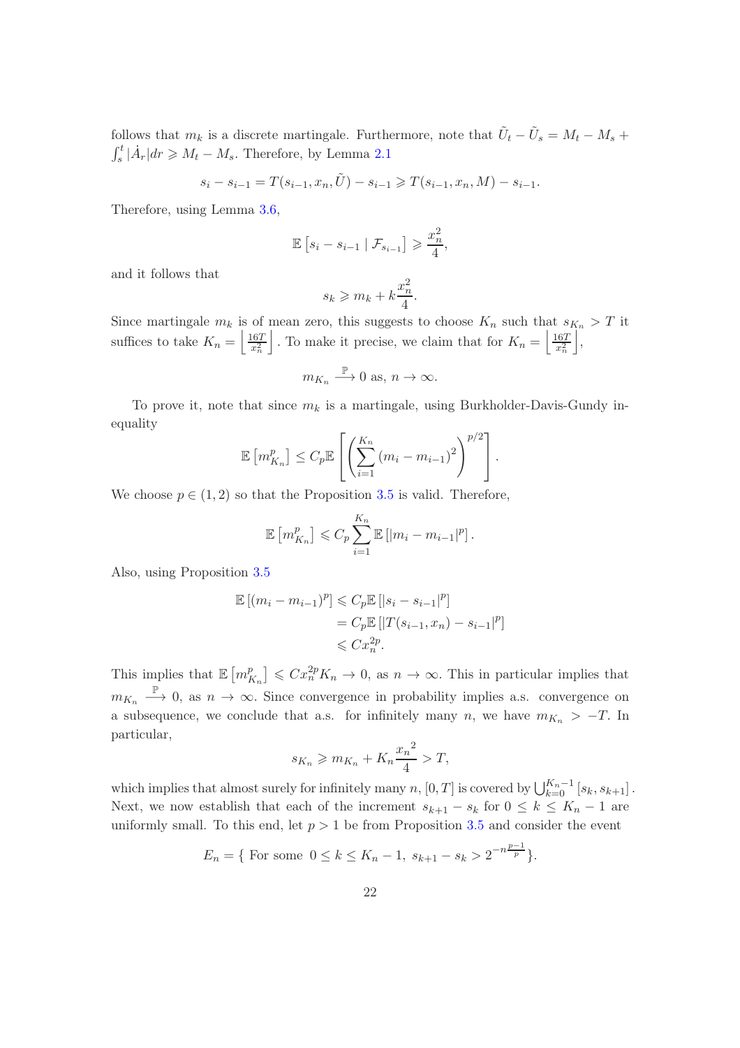follows that $m_k$ is a discrete martingale. Furthermore, note that $\tilde{U}_t - \tilde{U}_s = M_t - M_s + \int_s^t |\dot{A}_r| dr \geqslant M_t - M_s$. Therefore, by Lemma 2.1

$$s_i - s_{i-1} = T(s_{i-1}, x_n, \tilde{U}) - s_{i-1} \geqslant T(s_{i-1}, x_n, M) - s_{i-1}.$$

Therefore, using Lemma 3.6,

$$\mathbb{E}\left[s_i - s_{i-1} \mid \mathcal{F}_{s_{i-1}}\right] \geqslant \frac{x_n^2}{4},$$

and it follows that

$$s_k \geqslant m_k + k\frac{x_n^2}{4}.$$

Since martingale $m_k$ is of mean zero, this suggests to choose $K_n$ such that $s_{K_n} > T$ it suffices to take $K_n = \left\lfloor \frac{16T}{x_n^2} \right\rfloor$. To make it precise, we claim that for $K_n = \left\lfloor \frac{16T}{x_n^2} \right\rfloor$,

$$m_{K_n} \xrightarrow{\mathbb{P}} 0 \text{ as, } n \to \infty.$$

To prove it, note that since $m_k$ is a martingale, using Burkholder-Davis-Gundy inequality

$$\mathbb{E}\left[m_{K_n}^p\right] \leq C_p \mathbb{E}\left[\left(\sum_{i=1}^{K_n} (m_i - m_{i-1})^2\right)^{p/2}\right].$$

We choose $p \in (1,2)$ so that the Proposition 3.5 is valid. Therefore,

$$\mathbb{E}\left[m_{K_n}^p\right] \leqslant C_p \sum_{i=1}^{K_n} \mathbb{E}\left[|m_i - m_{i-1}|^p\right].$$

Also, using Proposition 3.5

$$\begin{aligned}
\mathbb{E}\left[(m_i - m_{i-1})^p\right] &\leqslant C_p \mathbb{E}\left[|s_i - s_{i-1}|^p\right] \\
&= C_p \mathbb{E}\left[|T(s_{i-1}, x_n) - s_{i-1}|^p\right] \\
&\leqslant C x_n^{2p}.
\end{aligned}$$

This implies that $\mathbb{E}\left[m_{K_n}^p\right] \leqslant C x_n^{2p} K_n \to 0$, as $n \to \infty$. This in particular implies that $m_{K_n} \xrightarrow{\mathbb{P}} 0$, as $n \to \infty$. Since convergence in probability implies a.s. convergence on a subsequence, we conclude that a.s. for infinitely many $n$, we have $m_{K_n} > -T$. In particular,

$$s_{K_n} \geqslant m_{K_n} + K_n \frac{{x_n}^2}{4} > T,$$

which implies that almost surely for infinitely many $n$, $[0,T]$ is covered by $\bigcup_{k=0}^{K_n-1} [s_k, s_{k+1}]$. Next, we now establish that each of the increment $s_{k+1} - s_k$ for $0 \leq k \leq K_n - 1$ are uniformly small. To this end, let $p > 1$ be from Proposition 3.5 and consider the event

$$E_n = \{ \text{ For some } \ 0 \leq k \leq K_n - 1, \ s_{k+1} - s_k > 2^{-n\frac{p-1}{p}} \}.$$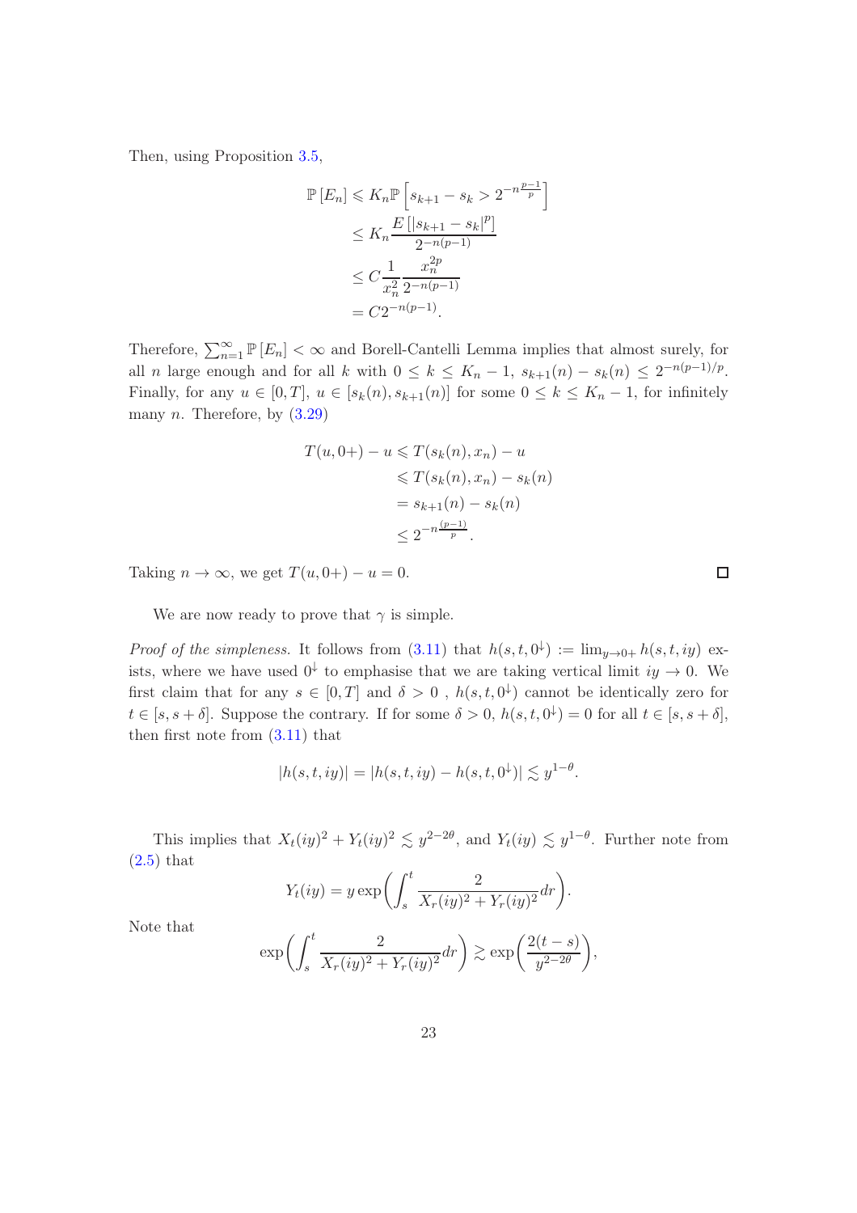Then, using Proposition 3.5,

$$
\begin{aligned}
\mathbb{P}\left[E_n\right] &\leqslant K_n \mathbb{P}\left[s_{k+1} - s_k > 2^{-n\frac{p-1}{p}}\right] \\
&\leq K_n \frac{E\left[|s_{k+1} - s_k|^p\right]}{2^{-n(p-1)}} \\
&\leq C \frac{1}{x_n^2} \frac{x_n^{2p}}{2^{-n(p-1)}} \\
&= C 2^{-n(p-1)}.
\end{aligned}
$$

Therefore, $\sum_{n=1}^{\infty} \mathbb{P}\left[E_n\right] < \infty$ and Borell-Cantelli Lemma implies that almost surely, for all $n$ large enough and for all $k$ with $0 \leq k \leq K_n - 1$, $s_{k+1}(n) - s_k(n) \leq 2^{-n(p-1)/p}$. Finally, for any $u \in [0, T]$, $u \in [s_k(n), s_{k+1}(n)]$ for some $0 \leq k \leq K_n - 1$, for infinitely many $n$. Therefore, by (3.29)

$$
\begin{aligned}
T(u, 0+) - u &\leqslant T(s_k(n), x_n) - u \\
&\leqslant T(s_k(n), x_n) - s_k(n) \\
&= s_{k+1}(n) - s_k(n) \\
&\leq 2^{-n\frac{(p-1)}{p}}.
\end{aligned}
$$

Taking $n \to \infty$, we get $T(u, 0+) - u = 0$. ◻

We are now ready to prove that $\gamma$ is simple.

*Proof of the simpleness.* It follows from (3.11) that $h(s, t, 0^{\downarrow}) := \lim_{y \to 0+} h(s, t, iy)$ exists, where we have used $0^{\downarrow}$ to emphasise that we are taking vertical limit $iy \to 0$. We first claim that for any $s \in [0, T]$ and $\delta > 0$ , $h(s, t, 0^{\downarrow})$ cannot be identically zero for $t \in [s, s+\delta]$. Suppose the contrary. If for some $\delta > 0$, $h(s, t, 0^{\downarrow}) = 0$ for all $t \in [s, s+\delta]$, then first note from (3.11) that

$$
|h(s, t, iy)| = |h(s, t, iy) - h(s, t, 0^{\downarrow})| \lesssim y^{1-\theta}.
$$

This implies that $X_t(iy)^2 + Y_t(iy)^2 \lesssim y^{2-2\theta}$, and $Y_t(iy) \lesssim y^{1-\theta}$. Further note from (2.5) that

$$
Y_t(iy) = y \exp\left(\int_s^t \frac{2}{X_r(iy)^2 + Y_r(iy)^2} dr\right).
$$

Note that

$$
\exp\left(\int_s^t \frac{2}{X_r(iy)^2 + Y_r(iy)^2} dr\right) \gtrsim \exp\left(\frac{2(t-s)}{y^{2-2\theta}}\right),
$$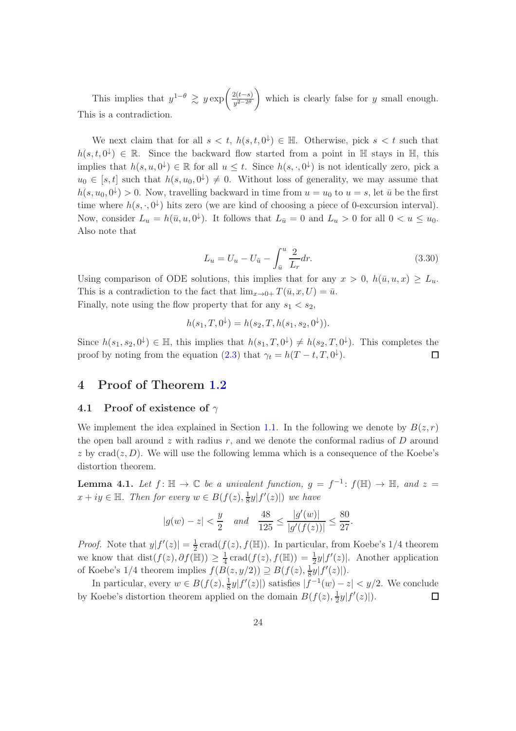This implies that $y^{1-\theta} \gtrsim y \exp\left(\frac{2(t-s)}{y^{2-2\theta}}\right)$ which is clearly false for $y$ small enough. This is a contradiction.

We next claim that for all $s < t$, $h(s,t,0^{\downarrow}) \in \mathbb{H}$. Otherwise, pick $s < t$ such that $h(s,t,0^{\downarrow}) \in \mathbb{R}$. Since the backward flow started from a point in $\mathbb{H}$ stays in $\mathbb{H}$, this implies that $h(s,u,0^{\downarrow}) \in \mathbb{R}$ for all $u \leq t$. Since $h(s,\cdot,0^{\downarrow})$ is not identically zero, pick a $u_0 \in [s,t]$ such that $h(s,u_0,0^{\downarrow}) \neq 0$. Without loss of generality, we may assume that $h(s,u_0,0^{\downarrow}) > 0$. Now, travelling backward in time from $u = u_0$ to $u = s$, let $\bar{u}$ be the first time where $h(s,\cdot,0^{\downarrow})$ hits zero (we are kind of choosing a piece of 0-excursion interval). Now, consider $L_u = h(\bar{u},u,0^{\downarrow})$. It follows that $L_{\bar{u}} = 0$ and $L_u > 0$ for all $0 < u \leq u_0$. Also note that

$$L_u = U_u - U_{\bar{u}} - \int_{\bar{u}}^{u} \frac{2}{L_r} dr. \tag{3.30}$$

Using comparison of ODE solutions, this implies that for any $x > 0$, $h(\bar{u},u,x) \geq L_u$. This is a contradiction to the fact that $\lim_{x \to 0+} T(\bar{u},x,U) = \bar{u}$.
Finally, note using the flow property that for any $s_1 < s_2$,

$$h(s_1,T,0^{\downarrow}) = h(s_2,T,h(s_1,s_2,0^{\downarrow})).$$

Since $h(s_1,s_2,0^{\downarrow}) \in \mathbb{H}$, this implies that $h(s_1,T,0^{\downarrow}) \neq h(s_2,T,0^{\downarrow})$. This completes the proof by noting from the equation (2.3) that $\gamma_t = h(T-t,T,0^{\downarrow})$. $\square$

# 4 Proof of Theorem 1.2

## 4.1 Proof of existence of $\gamma$

We implement the idea explained in Section 1.1. In the following we denote by $B(z,r)$ the open ball around $z$ with radius $r$, and we denote the conformal radius of $D$ around $z$ by $\operatorname{crad}(z,D)$. We will use the following lemma which is a consequence of the Koebe's distortion theorem.

**Lemma 4.1.** *Let $f \colon \mathbb{H} \to \mathbb{C}$ be a univalent function, $g = f^{-1} \colon f(\mathbb{H}) \to \mathbb{H}$, and $z = x + iy \in \mathbb{H}$. Then for every $w \in B(f(z), \frac{1}{8}y|f'(z)|)$ we have*

$$|g(w) - z| < \frac{y}{2} \quad \text{and} \quad \frac{48}{125} \leq \frac{|g'(w)|}{|g'(f(z))|} \leq \frac{80}{27}.$$

*Proof.* Note that $y|f'(z)| = \frac{1}{2}\operatorname{crad}(f(z), f(\mathbb{H}))$. In particular, from Koebe's 1/4 theorem we know that $\operatorname{dist}(f(z), \partial f(\mathbb{H})) \geq \frac{1}{4}\operatorname{crad}(f(z), f(\mathbb{H})) = \frac{1}{2}y|f'(z)|$. Another application of Koebe's 1/4 theorem implies $f(B(z, y/2)) \supseteq B(f(z), \frac{1}{8}y|f'(z)|)$.

In particular, every $w \in B(f(z), \frac{1}{8}y|f'(z)|)$ satisfies $|f^{-1}(w) - z| < y/2$. We conclude by Koebe's distortion theorem applied on the domain $B(f(z), \frac{1}{2}y|f'(z)|)$. $\square$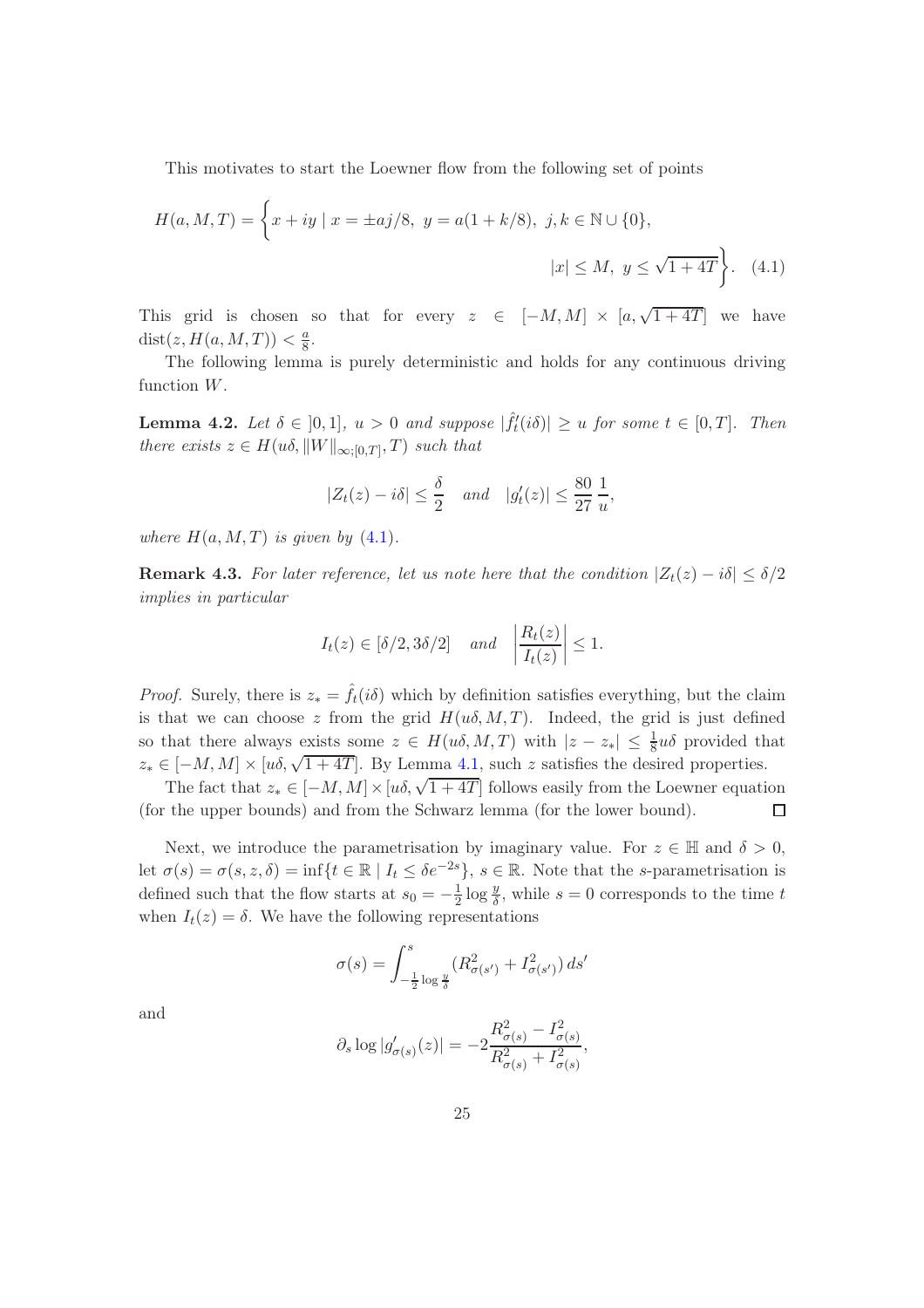This motivates to start the Loewner flow from the following set of points

$$H(a, M, T) = \bigg\{ x + iy \mid x = \pm aj/8,\ y = a(1 + k/8),\ j, k \in \mathbb{N} \cup \{0\}, \\ |x| \le M,\ y \le \sqrt{1 + 4T} \bigg\}. \quad (4.1)$$

This grid is chosen so that for every $z \in [-M, M] \times [a, \sqrt{1 + 4T}]$ we have $\operatorname{dist}(z, H(a, M, T)) < \frac{a}{8}$.

The following lemma is purely deterministic and holds for any continuous driving function $W$.

**Lemma 4.2.** *Let $\delta \in ]0, 1]$, $u > 0$ and suppose $|\hat{f}_t'(i\delta)| \ge u$ for some $t \in [0, T]$. Then there exists $z \in H(u\delta, \|W\|_{\infty;[0,T]}, T)$ such that*

$$|Z_t(z) - i\delta| \le \frac{\delta}{2} \quad \text{and} \quad |g_t'(z)| \le \frac{80}{27}\frac{1}{u},$$

*where $H(a, M, T)$ is given by (4.1).*

**Remark 4.3.** *For later reference, let us note here that the condition $|Z_t(z) - i\delta| \le \delta/2$ implies in particular*

$$I_t(z) \in [\delta/2, 3\delta/2] \quad \text{and} \quad \left|\frac{R_t(z)}{I_t(z)}\right| \le 1.$$

*Proof.* Surely, there is $z_* = \hat{f}_t(i\delta)$ which by definition satisfies everything, but the claim is that we can choose $z$ from the grid $H(u\delta, M, T)$. Indeed, the grid is just defined so that there always exists some $z \in H(u\delta, M, T)$ with $|z - z_*| \le \frac{1}{8}u\delta$ provided that $z_* \in [-M, M] \times [u\delta, \sqrt{1 + 4T}]$. By Lemma 4.1, such $z$ satisfies the desired properties.

The fact that $z_* \in [-M, M] \times [u\delta, \sqrt{1 + 4T}]$ follows easily from the Loewner equation (for the upper bounds) and from the Schwarz lemma (for the lower bound). $\square$

Next, we introduce the parametrisation by imaginary value. For $z \in \mathbb{H}$ and $\delta > 0$, let $\sigma(s) = \sigma(s, z, \delta) = \inf\{t \in \mathbb{R} \mid I_t \le \delta e^{-2s}\}$, $s \in \mathbb{R}$. Note that the $s$-parametrisation is defined such that the flow starts at $s_0 = -\frac{1}{2}\log\frac{y}{\delta}$, while $s = 0$ corresponds to the time $t$ when $I_t(z) = \delta$. We have the following representations

$$\sigma(s) = \int_{-\frac{1}{2}\log\frac{y}{\delta}}^{s} (R_{\sigma(s')}^2 + I_{\sigma(s')}^2)\, ds'$$

and

$$\partial_s \log|g_{\sigma(s)}'(z)| = -2\frac{R_{\sigma(s)}^2 - I_{\sigma(s)}^2}{R_{\sigma(s)}^2 + I_{\sigma(s)}^2},$$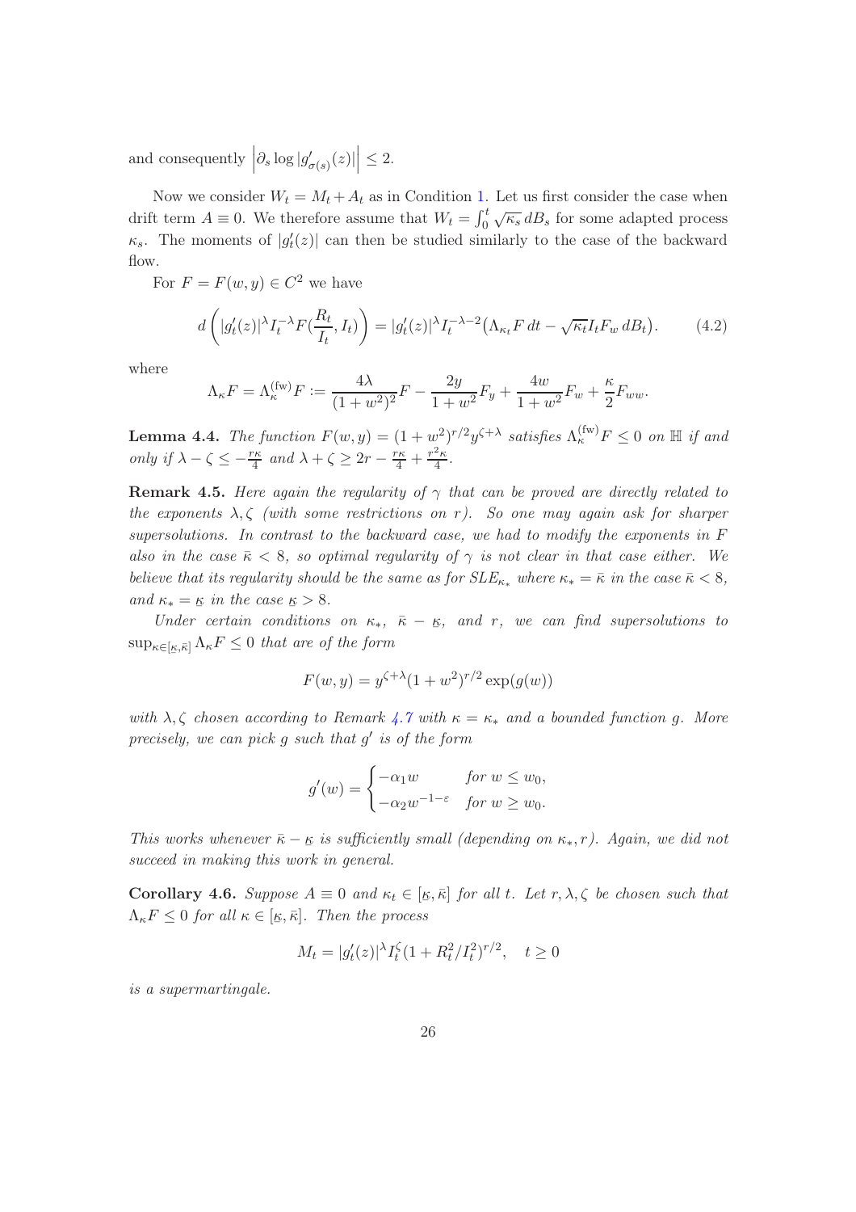and consequently $\left|\partial_s \log |g'_{\sigma(s)}(z)|\right| \le 2$.

Now we consider $W_t = M_t + A_t$ as in Condition 1. Let us first consider the case when drift term $A \equiv 0$. We therefore assume that $W_t = \int_0^t \sqrt{\kappa_s}\, dB_s$ for some adapted process $\kappa_s$. The moments of $|g'_t(z)|$ can then be studied similarly to the case of the backward flow.

For $F = F(w,y) \in C^2$ we have

$$d\left(|g'_t(z)|^\lambda I_t^{-\lambda} F(\frac{R_t}{I_t}, I_t)\right) = |g'_t(z)|^\lambda I_t^{-\lambda-2}\big(\Lambda_{\kappa_t} F\, dt - \sqrt{\kappa_t} I_t F_w\, dB_t\big). \tag{4.2}$$

where

$$\Lambda_\kappa F = \Lambda_\kappa^{(\mathrm{fw})} F := \frac{4\lambda}{(1+w^2)^2} F - \frac{2y}{1+w^2} F_y + \frac{4w}{1+w^2} F_w + \frac{\kappa}{2} F_{ww}.$$

**Lemma 4.4.** *The function $F(w,y) = (1+w^2)^{r/2} y^{\zeta+\lambda}$ satisfies $\Lambda_\kappa^{(\mathrm{fw})} F \le 0$ on $\mathbb{H}$ if and only if $\lambda - \zeta \le -\frac{r\kappa}{4}$ and $\lambda + \zeta \ge 2r - \frac{r\kappa}{4} + \frac{r^2\kappa}{4}$.*

**Remark 4.5.** *Here again the regularity of $\gamma$ that can be proved are directly related to the exponents $\lambda, \zeta$ (with some restrictions on $r$). So one may again ask for sharper supersolutions. In contrast to the backward case, we had to modify the exponents in $F$ also in the case $\bar\kappa < 8$, so optimal regularity of $\gamma$ is not clear in that case either. We believe that its regularity should be the same as for $SLE_{\kappa_*}$ where $\kappa_* = \bar\kappa$ in the case $\bar\kappa < 8$, and $\kappa_* = \underline{\kappa}$ in the case $\underline{\kappa} > 8$.*

*Under certain conditions on $\kappa_*$, $\bar\kappa - \underline{\kappa}$, and $r$, we can find supersolutions to $\sup_{\kappa \in [\underline{\kappa}, \bar\kappa]} \Lambda_\kappa F \le 0$ that are of the form*

$$F(w,y) = y^{\zeta+\lambda}(1+w^2)^{r/2} \exp(g(w))$$

*with $\lambda, \zeta$ chosen according to Remark 4.7 with $\kappa = \kappa_*$ and a bounded function $g$. More precisely, we can pick $g$ such that $g'$ is of the form*

$$g'(w) = \begin{cases} -\alpha_1 w & \text{for } w \le w_0, \\ -\alpha_2 w^{-1-\varepsilon} & \text{for } w \ge w_0. \end{cases}$$

*This works whenever $\bar\kappa - \underline{\kappa}$ is sufficiently small (depending on $\kappa_*, r$). Again, we did not succeed in making this work in general.*

**Corollary 4.6.** *Suppose $A \equiv 0$ and $\kappa_t \in [\underline{\kappa}, \bar\kappa]$ for all $t$. Let $r, \lambda, \zeta$ be chosen such that $\Lambda_\kappa F \le 0$ for all $\kappa \in [\underline{\kappa}, \bar\kappa]$. Then the process*

$$M_t = |g'_t(z)|^\lambda I_t^\zeta (1 + R_t^2/I_t^2)^{r/2}, \quad t \ge 0$$

*is a supermartingale.*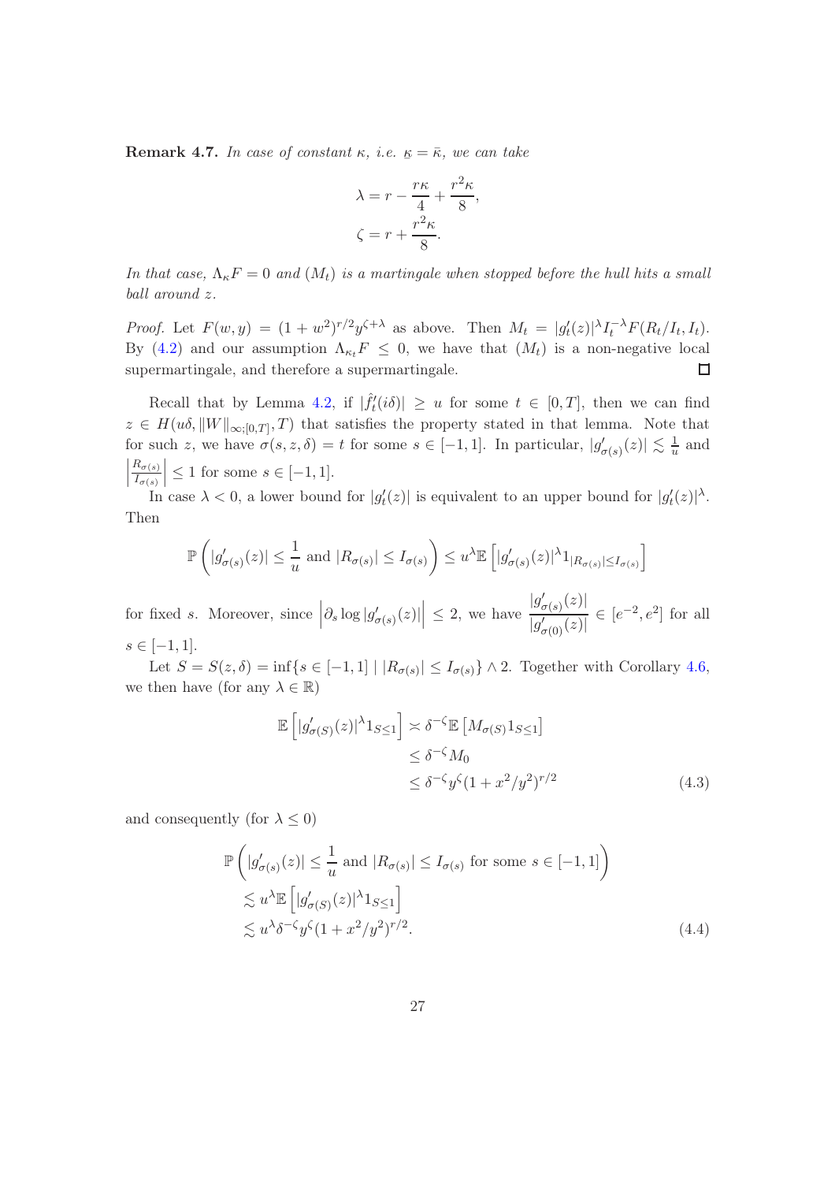**Remark 4.7.** *In case of constant $\kappa$, i.e. $\underline{\kappa} = \bar{\kappa}$, we can take*

$$\lambda = r - \frac{r\kappa}{4} + \frac{r^2\kappa}{8},$$
$$\zeta = r + \frac{r^2\kappa}{8}.$$

*In that case, $\Lambda_\kappa F = 0$ and $(M_t)$ is a martingale when stopped before the hull hits a small ball around $z$.*

*Proof.* Let $F(w,y) = (1+w^2)^{r/2} y^{\zeta+\lambda}$ as above. Then $M_t = |g_t'(z)|^\lambda I_t^{-\lambda} F(R_t/I_t, I_t)$. By (4.2) and our assumption $\Lambda_{\kappa_t} F \le 0$, we have that $(M_t)$ is a non-negative local supermartingale, and therefore a supermartingale. $\square$

Recall that by Lemma 4.2, if $|\hat{f}_t'(i\delta)| \ge u$ for some $t \in [0,T]$, then we can find $z \in H(u\delta, \|W\|_{\infty;[0,T]}, T)$ that satisfies the property stated in that lemma. Note that for such $z$, we have $\sigma(s,z,\delta) = t$ for some $s \in [-1,1]$. In particular, $|g_{\sigma(s)}'(z)| \lesssim \frac{1}{u}$ and $\left|\frac{R_{\sigma(s)}}{I_{\sigma(s)}}\right| \le 1$ for some $s \in [-1,1]$.

In case $\lambda < 0$, a lower bound for $|g_t'(z)|$ is equivalent to an upper bound for $|g_t'(z)|^\lambda$. Then

$$\mathbb{P}\left(|g_{\sigma(s)}'(z)| \le \frac{1}{u} \text{ and } |R_{\sigma(s)}| \le I_{\sigma(s)}\right) \le u^\lambda \mathbb{E}\left[|g_{\sigma(s)}'(z)|^\lambda 1_{|R_{\sigma(s)}| \le I_{\sigma(s)}}\right]$$

for fixed $s$. Moreover, since $\left|\partial_s \log |g_{\sigma(s)}'(z)|\right| \le 2$, we have $\dfrac{|g_{\sigma(s)}'(z)|}{|g_{\sigma(0)}'(z)|} \in [e^{-2}, e^2]$ for all $s \in [-1,1]$.

Let $S = S(z,\delta) = \inf\{s \in [-1,1] \mid |R_{\sigma(s)}| \le I_{\sigma(s)}\} \wedge 2$. Together with Corollary 4.6, we then have (for any $\lambda \in \mathbb{R}$)

$$\begin{aligned}
\mathbb{E}\left[|g_{\sigma(S)}'(z)|^\lambda 1_{S \le 1}\right] &\asymp \delta^{-\zeta} \mathbb{E}\left[M_{\sigma(S)} 1_{S\le 1}\right] \\
&\le \delta^{-\zeta} M_0 \\
&\le \delta^{-\zeta} y^\zeta (1 + x^2/y^2)^{r/2}
\end{aligned} \tag{4.3}$$

and consequently (for $\lambda \le 0$)

$$\begin{aligned}
&\mathbb{P}\left(|g_{\sigma(s)}'(z)| \le \frac{1}{u} \text{ and } |R_{\sigma(s)}| \le I_{\sigma(s)} \text{ for some } s \in [-1,1]\right) \\
&\quad \lesssim u^\lambda \mathbb{E}\left[|g_{\sigma(S)}'(z)|^\lambda 1_{S \le 1}\right] \\
&\quad \lesssim u^\lambda \delta^{-\zeta} y^\zeta (1 + x^2/y^2)^{r/2}.
\end{aligned} \tag{4.4}$$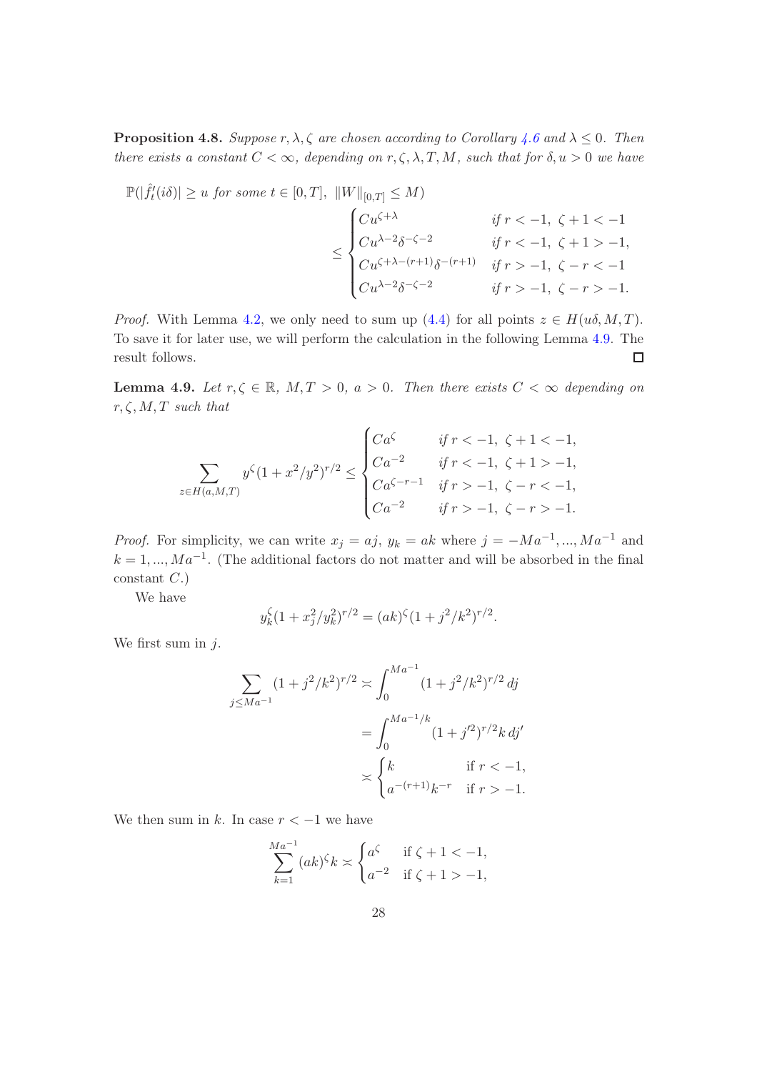**Proposition 4.8.** *Suppose $r, \lambda, \zeta$ are chosen according to Corollary 4.6 and $\lambda \le 0$. Then there exists a constant $C < \infty$, depending on $r, \zeta, \lambda, T, M$, such that for $\delta, u > 0$ we have*

$$
\mathbb{P}(|\hat{f}_t'(i\delta)| \ge u \text{ for some } t \in [0,T],\ \|W\|_{[0,T]} \le M)
\le \begin{cases} Cu^{\zeta+\lambda} & \text{if } r < -1,\ \zeta+1 < -1 \\ Cu^{\lambda-2}\delta^{-\zeta-2} & \text{if } r < -1,\ \zeta+1 > -1, \\ Cu^{\zeta+\lambda-(r+1)}\delta^{-(r+1)} & \text{if } r > -1,\ \zeta - r < -1 \\ Cu^{\lambda-2}\delta^{-\zeta-2} & \text{if } r > -1,\ \zeta - r > -1. \end{cases}
$$

*Proof.* With Lemma 4.2, we only need to sum up (4.4) for all points $z \in H(u\delta, M, T)$. To save it for later use, we will perform the calculation in the following Lemma 4.9. The result follows. $\square$

**Lemma 4.9.** *Let $r, \zeta \in \mathbb{R}$, $M, T > 0$, $a > 0$. Then there exists $C < \infty$ depending on $r, \zeta, M, T$ such that*

$$
\sum_{z \in H(a,M,T)} y^\zeta (1 + x^2/y^2)^{r/2} \le \begin{cases} Ca^\zeta & \text{if } r < -1,\ \zeta+1 < -1, \\ Ca^{-2} & \text{if } r < -1,\ \zeta+1 > -1, \\ Ca^{\zeta-r-1} & \text{if } r > -1,\ \zeta - r < -1, \\ Ca^{-2} & \text{if } r > -1,\ \zeta - r > -1. \end{cases}
$$

*Proof.* For simplicity, we can write $x_j = aj$, $y_k = ak$ where $j = -Ma^{-1}, ..., Ma^{-1}$ and $k = 1, ..., Ma^{-1}$. (The additional factors do not matter and will be absorbed in the final constant $C$.)

We have

$$
y_k^\zeta (1 + x_j^2/y_k^2)^{r/2} = (ak)^\zeta (1 + j^2/k^2)^{r/2}.
$$

We first sum in $j$.

$$
\begin{aligned}
\sum_{j \le Ma^{-1}} (1 + j^2/k^2)^{r/2} &\asymp \int_0^{Ma^{-1}} (1 + j^2/k^2)^{r/2}\, dj \\
&= \int_0^{Ma^{-1}/k} (1 + j'^2)^{r/2} k\, dj' \\
&\asymp \begin{cases} k & \text{if } r < -1, \\ a^{-(r+1)} k^{-r} & \text{if } r > -1. \end{cases}
\end{aligned}
$$

We then sum in $k$. In case $r < -1$ we have

$$
\sum_{k=1}^{Ma^{-1}} (ak)^\zeta k \asymp \begin{cases} a^\zeta & \text{if } \zeta + 1 < -1, \\ a^{-2} & \text{if } \zeta + 1 > -1, \end{cases}
$$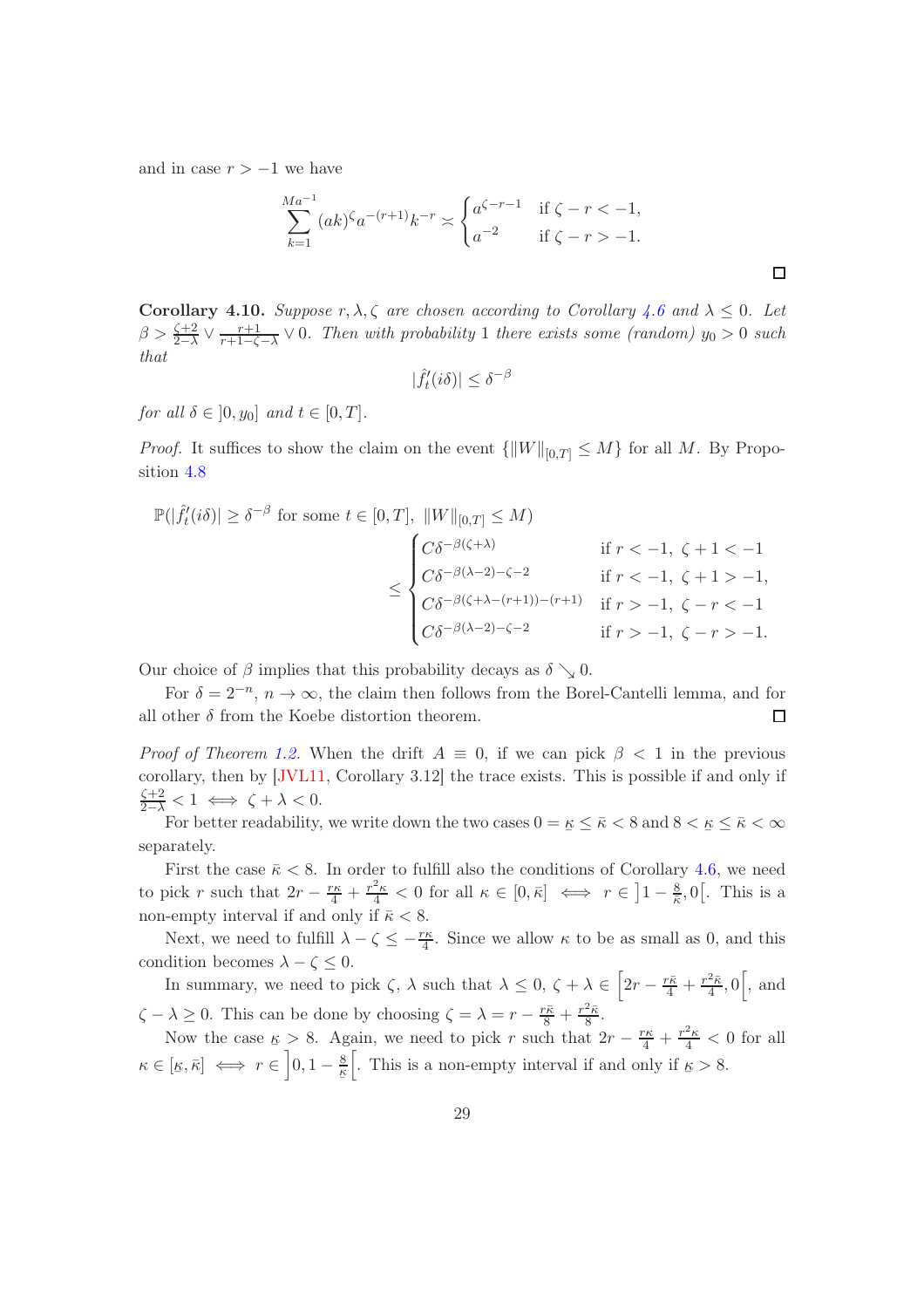and in case $r > -1$ we have

$$\sum_{k=1}^{Ma^{-1}} (ak)^\zeta a^{-(r+1)} k^{-r} \asymp \begin{cases} a^{\zeta-r-1} & \text{if } \zeta - r < -1, \\ a^{-2} & \text{if } \zeta - r > -1. \end{cases}$$

$\square$

**Corollary 4.10.** *Suppose $r, \lambda, \zeta$ are chosen according to Corollary 4.6 and $\lambda \le 0$. Let $\beta > \frac{\zeta+2}{2-\lambda} \vee \frac{r+1}{r+1-\zeta-\lambda} \vee 0$. Then with probability 1 there exists some (random) $y_0 > 0$ such that*

$$|\hat{f}_t'(i\delta)| \le \delta^{-\beta}$$

*for all $\delta \in \,]0, y_0]$ and $t \in [0, T]$.*

*Proof.* It suffices to show the claim on the event $\{\|W\|_{[0,T]} \le M\}$ for all $M$. By Proposition 4.8

$$\begin{aligned} &\mathbb{P}(|\hat{f}_t'(i\delta)| \ge \delta^{-\beta} \text{ for some } t \in [0,T],\ \|W\|_{[0,T]} \le M) \\ &\qquad \le \begin{cases} C\delta^{-\beta(\zeta+\lambda)} & \text{if } r < -1,\ \zeta+1 < -1 \\ C\delta^{-\beta(\lambda-2)-\zeta-2} & \text{if } r < -1,\ \zeta+1 > -1, \\ C\delta^{-\beta(\zeta+\lambda-(r+1))-(r+1)} & \text{if } r > -1,\ \zeta - r < -1 \\ C\delta^{-\beta(\lambda-2)-\zeta-2} & \text{if } r > -1,\ \zeta - r > -1. \end{cases} \end{aligned}$$

Our choice of $\beta$ implies that this probability decays as $\delta \searrow 0$.

For $\delta = 2^{-n}$, $n \to \infty$, the claim then follows from the Borel-Cantelli lemma, and for all other $\delta$ from the Koebe distortion theorem. $\square$

*Proof of Theorem 1.2.* When the drift $A \equiv 0$, if we can pick $\beta < 1$ in the previous corollary, then by [JVL11, Corollary 3.12] the trace exists. This is possible if and only if $\frac{\zeta+2}{2-\lambda} < 1 \iff \zeta + \lambda < 0$.

For better readability, we write down the two cases $0 = \underline{\kappa} \le \bar{\kappa} < 8$ and $8 < \underline{\kappa} \le \bar{\kappa} < \infty$ separately.

First the case $\bar{\kappa} < 8$. In order to fulfill also the conditions of Corollary 4.6, we need to pick $r$ such that $2r - \frac{r\kappa}{4} + \frac{r^2\kappa}{4} < 0$ for all $\kappa \in [0, \bar{\kappa}] \iff r \in \left]1 - \frac{8}{\bar{\kappa}}, 0\right[$. This is a non-empty interval if and only if $\bar{\kappa} < 8$.

Next, we need to fulfill $\lambda - \zeta \le -\frac{r\kappa}{4}$. Since we allow $\kappa$ to be as small as 0, and this condition becomes $\lambda - \zeta \le 0$.

In summary, we need to pick $\zeta$, $\lambda$ such that $\lambda \le 0$, $\zeta + \lambda \in \left[2r - \frac{r\bar{\kappa}}{4} + \frac{r^2\bar{\kappa}}{4}, 0\right[$, and $\zeta - \lambda \ge 0$. This can be done by choosing $\zeta = \lambda = r - \frac{r\bar{\kappa}}{8} + \frac{r^2\bar{\kappa}}{8}$.

Now the case $\underline{\kappa} > 8$. Again, we need to pick $r$ such that $2r - \frac{r\kappa}{4} + \frac{r^2\kappa}{4} < 0$ for all $\kappa \in [\underline{\kappa}, \bar{\kappa}] \iff r \in \left]0, 1 - \frac{8}{\underline{\kappa}}\right[$. This is a non-empty interval if and only if $\underline{\kappa} > 8$.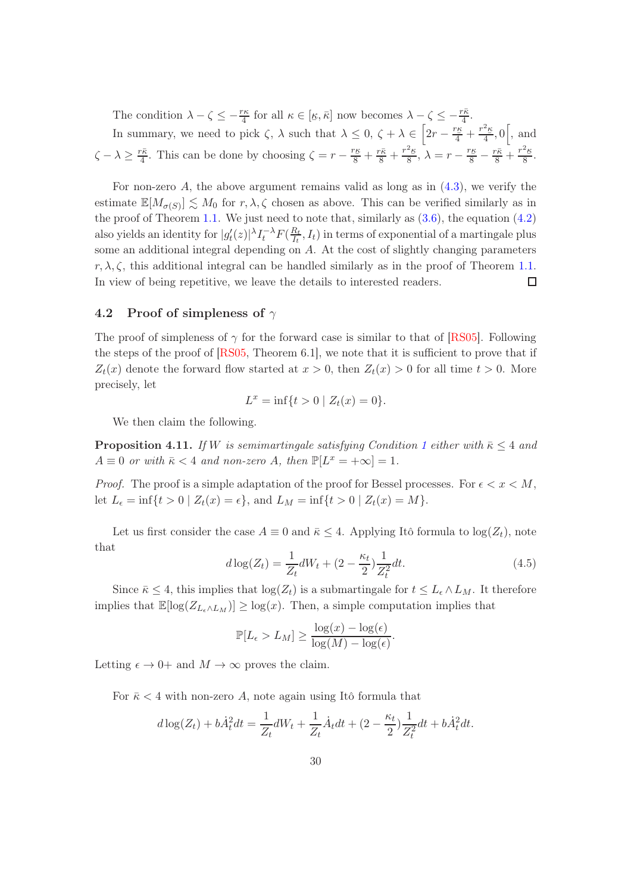The condition $\lambda - \zeta \leq -\frac{r\kappa}{4}$ for all $\kappa \in [\underline{\kappa}, \bar{\kappa}]$ now becomes $\lambda - \zeta \leq -\frac{r\bar{\kappa}}{4}$.

In summary, we need to pick $\zeta$, $\lambda$ such that $\lambda \leq 0$, $\zeta + \lambda \in \left[2r - \frac{r\kappa}{4} + \frac{r^2\kappa}{4}, 0\right[$, and $\zeta - \lambda \geq \frac{r\bar{\kappa}}{4}$. This can be done by choosing $\zeta = r - \frac{r\kappa}{8} + \frac{r\bar{\kappa}}{8} + \frac{r^2\kappa}{8}$, $\lambda = r - \frac{r\kappa}{8} - \frac{r\bar{\kappa}}{8} + \frac{r^2\kappa}{8}$.

For non-zero $A$, the above argument remains valid as long as in (4.3), we verify the estimate $\mathbb{E}[M_{\sigma(S)}] \lesssim M_0$ for $r, \lambda, \zeta$ chosen as above. This can be verified similarly as in the proof of Theorem 1.1. We just need to note that, similarly as (3.6), the equation (4.2) also yields an identity for $|g_t'(z)|^\lambda I_t^{-\lambda} F(\frac{R_t}{I_t}, I_t)$ in terms of exponential of a martingale plus some an additional integral depending on $A$. At the cost of slightly changing parameters $r, \lambda, \zeta$, this additional integral can be handled similarly as in the proof of Theorem 1.1. In view of being repetitive, we leave the details to interested readers. $\square$

## 4.2 Proof of simpleness of $\gamma$

The proof of simpleness of $\gamma$ for the forward case is similar to that of [RS05]. Following the steps of the proof of [RS05, Theorem 6.1], we note that it is sufficient to prove that if $Z_t(x)$ denote the forward flow started at $x > 0$, then $Z_t(x) > 0$ for all time $t > 0$. More precisely, let

$$L^x = \inf\{t > 0 \mid Z_t(x) = 0\}.$$

We then claim the following.

**Proposition 4.11.** *If $W$ is semimartingale satisfying Condition 1 either with $\bar{\kappa} \leq 4$ and $A \equiv 0$ or with $\bar{\kappa} < 4$ and non-zero $A$, then $\mathbb{P}[L^x = +\infty] = 1$.*

*Proof.* The proof is a simple adaptation of the proof for Bessel processes. For $\epsilon < x < M$, let $L_\epsilon = \inf\{t > 0 \mid Z_t(x) = \epsilon\}$, and $L_M = \inf\{t > 0 \mid Z_t(x) = M\}$.

Let us first consider the case $A \equiv 0$ and $\bar{\kappa} \leq 4$. Applying Itô formula to $\log(Z_t)$, note that

$$d\log(Z_t) = \frac{1}{Z_t}dW_t + (2 - \frac{\kappa_t}{2})\frac{1}{Z_t^2}dt. \tag{4.5}$$

Since $\bar{\kappa} \leq 4$, this implies that $\log(Z_t)$ is a submartingale for $t \leq L_\epsilon \wedge L_M$. It therefore implies that $\mathbb{E}[\log(Z_{L_\epsilon \wedge L_M})] \geq \log(x)$. Then, a simple computation implies that

$$\mathbb{P}[L_\epsilon > L_M] \geq \frac{\log(x) - \log(\epsilon)}{\log(M) - \log(\epsilon)}.$$

Letting $\epsilon \to 0+$ and $M \to \infty$ proves the claim.

For $\bar{\kappa} < 4$ with non-zero $A$, note again using Itô formula that

$$d\log(Z_t) + b\dot{A}_t^2 dt = \frac{1}{Z_t}dW_t + \frac{1}{Z_t}\dot{A}_t dt + (2 - \frac{\kappa_t}{2})\frac{1}{Z_t^2}dt + b\dot{A}_t^2 dt.$$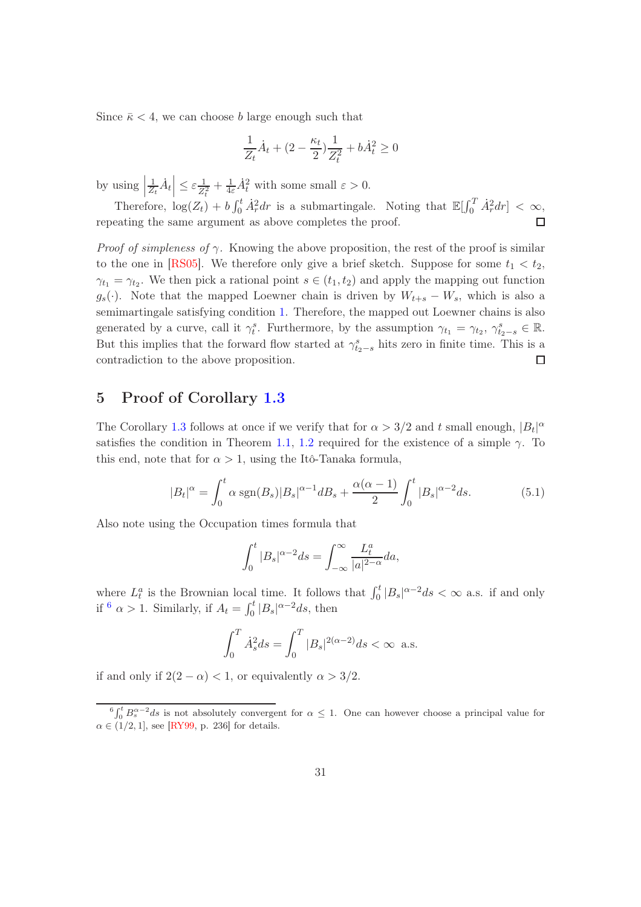Since $\bar{\kappa} < 4$, we can choose $b$ large enough such that

$$\frac{1}{Z_t}\dot{A}_t + (2 - \frac{\kappa_t}{2})\frac{1}{Z_t^2} + b\dot{A}_t^2 \geq 0$$

by using $\left|\frac{1}{Z_t}\dot{A}_t\right| \leq \varepsilon\frac{1}{Z_t^2} + \frac{1}{4\varepsilon}\dot{A}_t^2$ with some small $\varepsilon > 0$.

Therefore, $\log(Z_t) + b\int_0^t \dot{A}_r^2 dr$ is a submartingale. Noting that $\mathbb{E}[\int_0^T \dot{A}_r^2 dr] < \infty$, repeating the same argument as above completes the proof. ☐

*Proof of simpleness of $\gamma$.* Knowing the above proposition, the rest of the proof is similar to the one in [RS05]. We therefore only give a brief sketch. Suppose for some $t_1 < t_2$, $\gamma_{t_1} = \gamma_{t_2}$. We then pick a rational point $s \in (t_1, t_2)$ and apply the mapping out function $g_s(\cdot)$. Note that the mapped Loewner chain is driven by $W_{t+s} - W_s$, which is also a semimartingale satisfying condition 1. Therefore, the mapped out Loewner chains is also generated by a curve, call it $\gamma_t^s$. Furthermore, by the assumption $\gamma_{t_1} = \gamma_{t_2}$, $\gamma_{t_2-s}^s \in \mathbb{R}$. But this implies that the forward flow started at $\gamma_{t_2-s}^s$ hits zero in finite time. This is a contradiction to the above proposition. ☐

## 5 Proof of Corollary 1.3

The Corollary 1.3 follows at once if we verify that for $\alpha > 3/2$ and $t$ small enough, $|B_t|^\alpha$ satisfies the condition in Theorem 1.1, 1.2 required for the existence of a simple $\gamma$. To this end, note that for $\alpha > 1$, using the Itô-Tanaka formula,

$$|B_t|^\alpha = \int_0^t \alpha \operatorname{sgn}(B_s)|B_s|^{\alpha-1} dB_s + \frac{\alpha(\alpha-1)}{2}\int_0^t |B_s|^{\alpha-2} ds. \tag{5.1}$$

Also note using the Occupation times formula that

$$\int_0^t |B_s|^{\alpha-2} ds = \int_{-\infty}^{\infty} \frac{L_t^a}{|a|^{2-\alpha}} da,$$

where $L_t^a$ is the Brownian local time. It follows that $\int_0^t |B_s|^{\alpha-2} ds < \infty$ a.s. if and only if [6] $\alpha > 1$. Similarly, if $A_t = \int_0^t |B_s|^{\alpha-2} ds$, then

$$\int_0^T \dot{A}_s^2 ds = \int_0^T |B_s|^{2(\alpha-2)} ds < \infty \text{ a.s.}$$

if and only if $2(2-\alpha) < 1$, or equivalently $\alpha > 3/2$.

[6] $\int_0^t B_s^{\alpha-2} ds$ is not absolutely convergent for $\alpha \leq 1$. One can however choose a principal value for $\alpha \in (1/2, 1]$, see [RY99, p. 236] for details.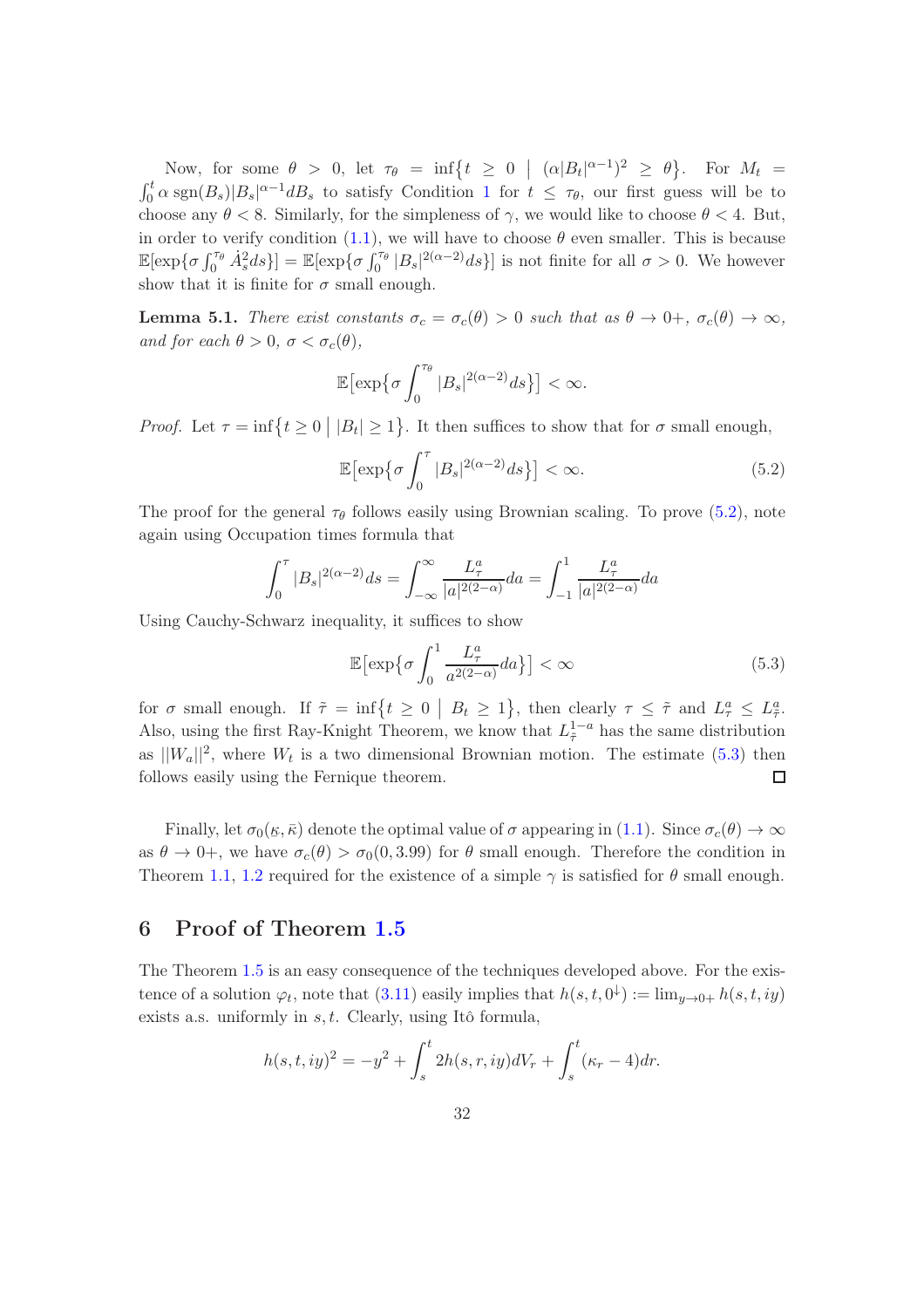Now, for some $\theta > 0$, let $\tau_\theta = \inf\{t \geq 0 \mid (\alpha|B_t|^{\alpha-1})^2 \geq \theta\}$. For $M_t = \int_0^t \alpha \operatorname{sgn}(B_s)|B_s|^{\alpha-1}dB_s$ to satisfy Condition 1 for $t \leq \tau_\theta$, our first guess will be to choose any $\theta < 8$. Similarly, for the simpleness of $\gamma$, we would like to choose $\theta < 4$. But, in order to verify condition (1.1), we will have to choose $\theta$ even smaller. This is because $\mathbb{E}[\exp\{\sigma \int_0^{\tau_\theta} \dot{A}_s^2 ds\}] = \mathbb{E}[\exp\{\sigma \int_0^{\tau_\theta} |B_s|^{2(\alpha-2)}ds\}]$ is not finite for all $\sigma > 0$. We however show that it is finite for $\sigma$ small enough.

**Lemma 5.1.** *There exist constants $\sigma_c = \sigma_c(\theta) > 0$ such that as $\theta \to 0+$, $\sigma_c(\theta) \to \infty$, and for each $\theta > 0$, $\sigma < \sigma_c(\theta)$,*

$$\mathbb{E}\big[\exp\{\sigma \int_0^{\tau_\theta} |B_s|^{2(\alpha-2)}ds\}\big] < \infty.$$

*Proof.* Let $\tau = \inf\{t \geq 0 \mid |B_t| \geq 1\}$. It then suffices to show that for $\sigma$ small enough,

$$\mathbb{E}\big[\exp\{\sigma \int_0^{\tau} |B_s|^{2(\alpha-2)}ds\}\big] < \infty. \tag{5.2}$$

The proof for the general $\tau_\theta$ follows easily using Brownian scaling. To prove (5.2), note again using Occupation times formula that

$$\int_0^\tau |B_s|^{2(\alpha-2)}ds = \int_{-\infty}^{\infty} \frac{L_\tau^a}{|a|^{2(2-\alpha)}}da = \int_{-1}^{1} \frac{L_\tau^a}{|a|^{2(2-\alpha)}}da$$

Using Cauchy-Schwarz inequality, it suffices to show

$$\mathbb{E}\big[\exp\{\sigma \int_0^1 \frac{L_\tau^a}{a^{2(2-\alpha)}}da\}\big] < \infty \tag{5.3}$$

for $\sigma$ small enough. If $\tilde{\tau} = \inf\{t \geq 0 \mid B_t \geq 1\}$, then clearly $\tau \leq \tilde{\tau}$ and $L_\tau^a \leq L_{\tilde{\tau}}^a$. Also, using the first Ray-Knight Theorem, we know that $L_{\tilde{\tau}}^{1-a}$ has the same distribution as $||W_a||^2$, where $W_t$ is a two dimensional Brownian motion. The estimate (5.3) then follows easily using the Fernique theorem. $\square$

Finally, let $\sigma_0(\underline{\kappa}, \bar{\kappa})$ denote the optimal value of $\sigma$ appearing in (1.1). Since $\sigma_c(\theta) \to \infty$ as $\theta \to 0+$, we have $\sigma_c(\theta) > \sigma_0(0, 3.99)$ for $\theta$ small enough. Therefore the condition in Theorem 1.1, 1.2 required for the existence of a simple $\gamma$ is satisfied for $\theta$ small enough.

## 6 Proof of Theorem 1.5

The Theorem 1.5 is an easy consequence of the techniques developed above. For the existence of a solution $\varphi_t$, note that (3.11) easily implies that $h(s,t,0^\downarrow) := \lim_{y\to 0+} h(s,t,iy)$ exists a.s. uniformly in $s, t$. Clearly, using Itô formula,

$$h(s,t,iy)^2 = -y^2 + \int_s^t 2h(s,r,iy)dV_r + \int_s^t (\kappa_r - 4)dr.$$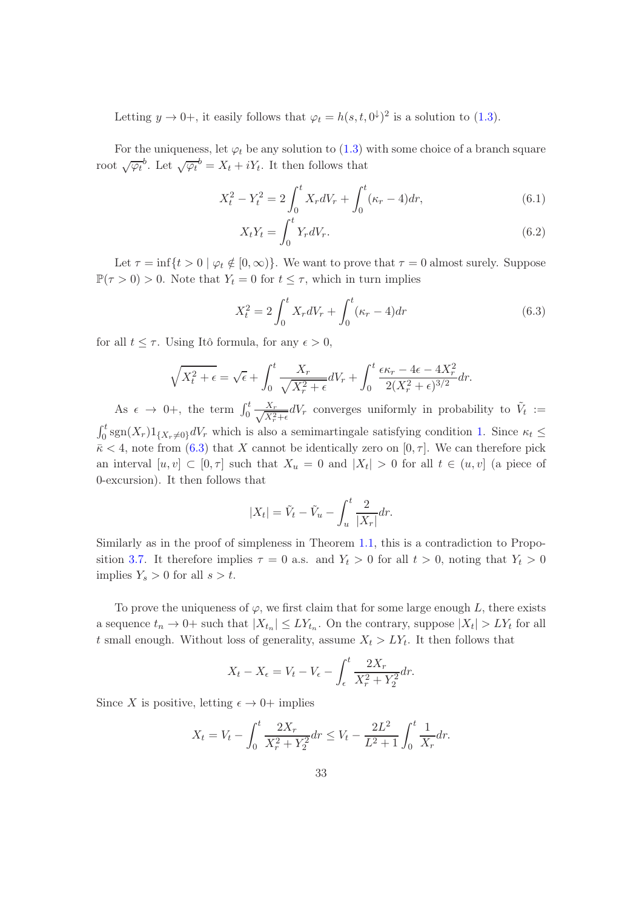Letting $y \to 0+$, it easily follows that $\varphi_t = h(s,t,0^{\downarrow})^2$ is a solution to (1.3).

For the uniqueness, let $\varphi_t$ be any solution to (1.3) with some choice of a branch square root $\sqrt{\varphi_t}^b$. Let $\sqrt{\varphi_t}^b = X_t + iY_t$. It then follows that

$$X_t^2 - Y_t^2 = 2\int_0^t X_r dV_r + \int_0^t (\kappa_r - 4)dr, \tag{6.1}$$

$$X_t Y_t = \int_0^t Y_r dV_r. \tag{6.2}$$

Let $\tau = \inf\{t > 0 \mid \varphi_t \notin [0,\infty)\}$. We want to prove that $\tau = 0$ almost surely. Suppose $\mathbb{P}(\tau > 0) > 0$. Note that $Y_t = 0$ for $t \leq \tau$, which in turn implies

$$X_t^2 = 2\int_0^t X_r dV_r + \int_0^t (\kappa_r - 4)dr \tag{6.3}$$

for all $t \leq \tau$. Using Itô formula, for any $\epsilon > 0$,

$$\sqrt{X_t^2 + \epsilon} = \sqrt{\epsilon} + \int_0^t \frac{X_r}{\sqrt{X_r^2 + \epsilon}} dV_r + \int_0^t \frac{\epsilon\kappa_r - 4\epsilon - 4X_r^2}{2(X_r^2 + \epsilon)^{3/2}} dr.$$

As $\epsilon \to 0+$, the term $\int_0^t \frac{X_r}{\sqrt{X_r^2+\epsilon}} dV_r$ converges uniformly in probability to $\tilde{V}_t := \int_0^t \operatorname{sgn}(X_r) 1_{\{X_r \neq 0\}} dV_r$ which is also a semimartingale satisfying condition 1. Since $\kappa_t \leq \bar{\kappa} < 4$, note from (6.3) that $X$ cannot be identically zero on $[0,\tau]$. We can therefore pick an interval $[u,v] \subset [0,\tau]$ such that $X_u = 0$ and $|X_t| > 0$ for all $t \in (u,v]$ (a piece of 0-excursion). It then follows that

$$|X_t| = \tilde{V}_t - \tilde{V}_u - \int_u^t \frac{2}{|X_r|} dr.$$

Similarly as in the proof of simpleness in Theorem 1.1, this is a contradiction to Proposition 3.7. It therefore implies $\tau = 0$ a.s. and $Y_t > 0$ for all $t > 0$, noting that $Y_t > 0$ implies $Y_s > 0$ for all $s > t$.

To prove the uniqueness of $\varphi$, we first claim that for some large enough $L$, there exists a sequence $t_n \to 0+$ such that $|X_{t_n}| \leq LY_{t_n}$. On the contrary, suppose $|X_t| > LY_t$ for all $t$ small enough. Without loss of generality, assume $X_t > LY_t$. It then follows that

$$X_t - X_\epsilon = V_t - V_\epsilon - \int_\epsilon^t \frac{2X_r}{X_r^2 + Y_2^2} dr.$$

Since $X$ is positive, letting $\epsilon \to 0+$ implies

$$X_t = V_t - \int_0^t \frac{2X_r}{X_r^2 + Y_2^2} dr \leq V_t - \frac{2L^2}{L^2+1} \int_0^t \frac{1}{X_r} dr.$$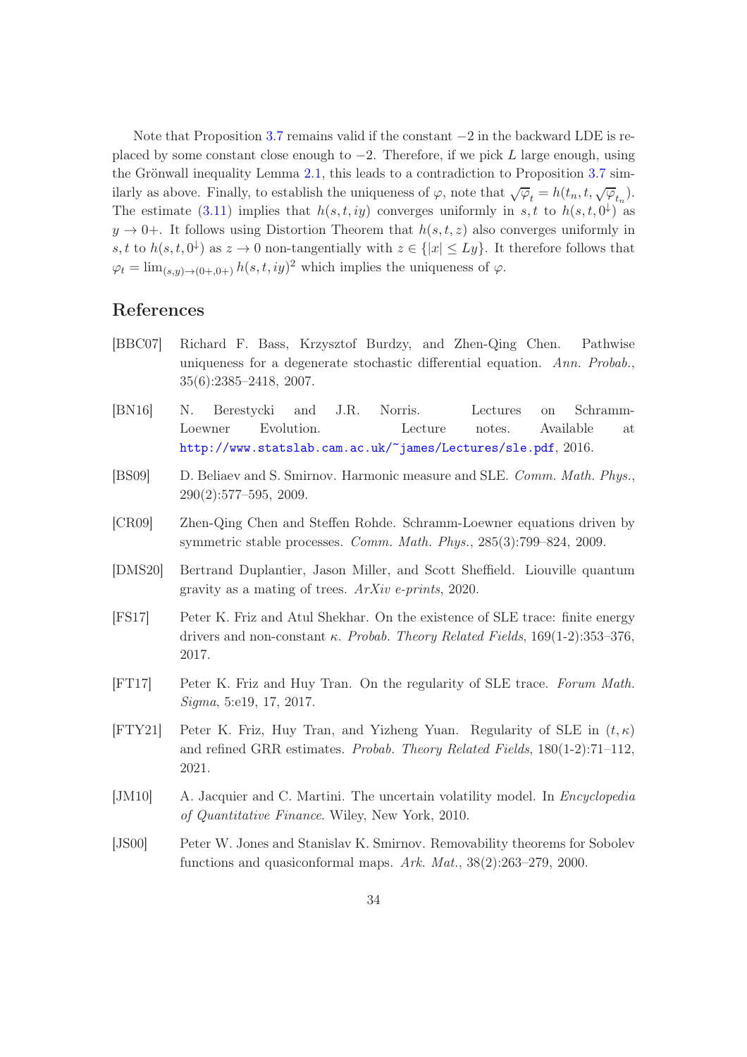Note that Proposition 3.7 remains valid if the constant $-2$ in the backward LDE is replaced by some constant close enough to $-2$. Therefore, if we pick $L$ large enough, using the Grönwall inequality Lemma 2.1, this leads to a contradiction to Proposition 3.7 similarly as above. Finally, to establish the uniqueness of $\varphi$, note that $\sqrt{\varphi_t} = h(t_n, t, \sqrt{\varphi_{t_n}})$. The estimate (3.11) implies that $h(s, t, iy)$ converges uniformly in $s, t$ to $h(s, t, 0^{\downarrow})$ as $y \to 0+$. It follows using Distortion Theorem that $h(s, t, z)$ also converges uniformly in $s, t$ to $h(s, t, 0^{\downarrow})$ as $z \to 0$ non-tangentially with $z \in \{|x| \leq Ly\}$. It therefore follows that $\varphi_t = \lim_{(s,y)\to(0+,0+)} h(s, t, iy)^2$ which implies the uniqueness of $\varphi$.

# References

[BBC07] Richard F. Bass, Krzysztof Burdzy, and Zhen-Qing Chen. Pathwise uniqueness for a degenerate stochastic differential equation. *Ann. Probab.*, 35(6):2385–2418, 2007.

[BN16] N. Berestycki and J.R. Norris. Lectures on Schramm-Loewner Evolution. Lecture notes. Available at http://www.statslab.cam.ac.uk/~james/Lectures/sle.pdf, 2016.

[BS09] D. Beliaev and S. Smirnov. Harmonic measure and SLE. *Comm. Math. Phys.*, 290(2):577–595, 2009.

[CR09] Zhen-Qing Chen and Steffen Rohde. Schramm-Loewner equations driven by symmetric stable processes. *Comm. Math. Phys.*, 285(3):799–824, 2009.

[DMS20] Bertrand Duplantier, Jason Miller, and Scott Sheffield. Liouville quantum gravity as a mating of trees. *ArXiv e-prints*, 2020.

[FS17] Peter K. Friz and Atul Shekhar. On the existence of SLE trace: finite energy drivers and non-constant $\kappa$. *Probab. Theory Related Fields*, 169(1-2):353–376, 2017.

[FT17] Peter K. Friz and Huy Tran. On the regularity of SLE trace. *Forum Math. Sigma*, 5:e19, 17, 2017.

[FTY21] Peter K. Friz, Huy Tran, and Yizheng Yuan. Regularity of SLE in $(t, \kappa)$ and refined GRR estimates. *Probab. Theory Related Fields*, 180(1-2):71–112, 2021.

[JM10] A. Jacquier and C. Martini. The uncertain volatility model. In *Encyclopedia of Quantitative Finance*. Wiley, New York, 2010.

[JS00] Peter W. Jones and Stanislav K. Smirnov. Removability theorems for Sobolev functions and quasiconformal maps. *Ark. Mat.*, 38(2):263–279, 2000.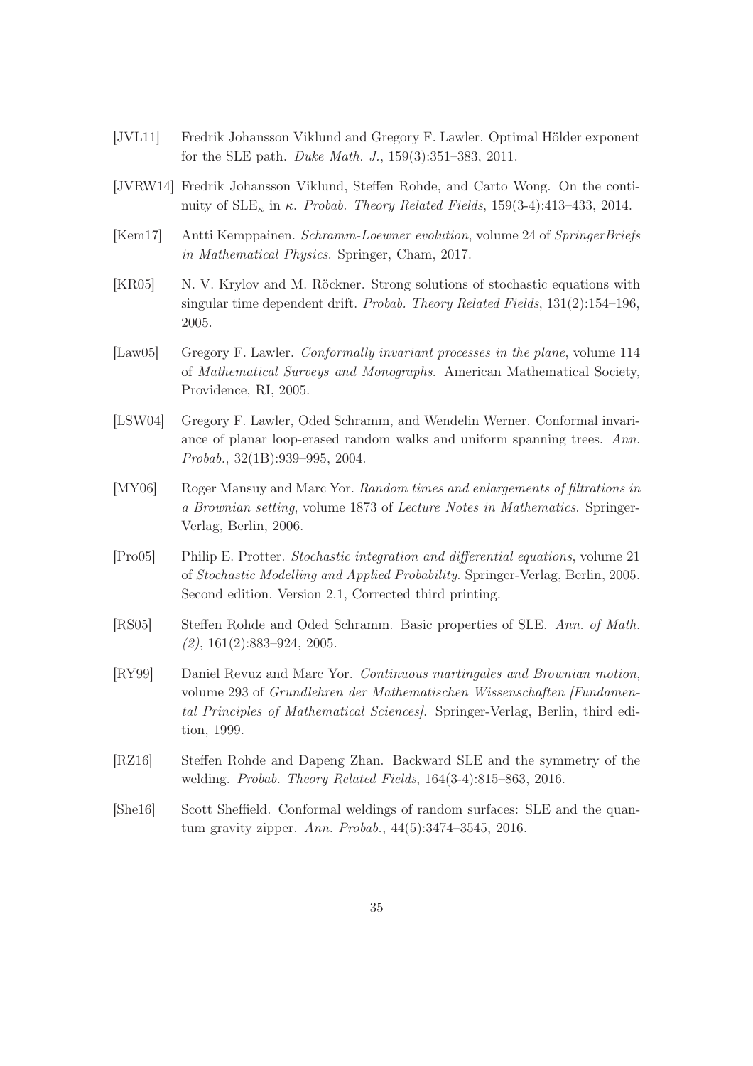[JVL11] Fredrik Johansson Viklund and Gregory F. Lawler. Optimal Hölder exponent for the SLE path. *Duke Math. J.*, 159(3):351–383, 2011.

[JVRW14] Fredrik Johansson Viklund, Steffen Rohde, and Carto Wong. On the continuity of $\mathrm{SLE}_\kappa$ in $\kappa$. *Probab. Theory Related Fields*, 159(3-4):413–433, 2014.

[Kem17] Antti Kemppainen. *Schramm-Loewner evolution*, volume 24 of *SpringerBriefs in Mathematical Physics*. Springer, Cham, 2017.

[KR05] N. V. Krylov and M. Röckner. Strong solutions of stochastic equations with singular time dependent drift. *Probab. Theory Related Fields*, 131(2):154–196, 2005.

[Law05] Gregory F. Lawler. *Conformally invariant processes in the plane*, volume 114 of *Mathematical Surveys and Monographs*. American Mathematical Society, Providence, RI, 2005.

[LSW04] Gregory F. Lawler, Oded Schramm, and Wendelin Werner. Conformal invariance of planar loop-erased random walks and uniform spanning trees. *Ann. Probab.*, 32(1B):939–995, 2004.

[MY06] Roger Mansuy and Marc Yor. *Random times and enlargements of filtrations in a Brownian setting*, volume 1873 of *Lecture Notes in Mathematics*. Springer-Verlag, Berlin, 2006.

[Pro05] Philip E. Protter. *Stochastic integration and differential equations*, volume 21 of *Stochastic Modelling and Applied Probability*. Springer-Verlag, Berlin, 2005. Second edition. Version 2.1, Corrected third printing.

[RS05] Steffen Rohde and Oded Schramm. Basic properties of SLE. *Ann. of Math. (2)*, 161(2):883–924, 2005.

[RY99] Daniel Revuz and Marc Yor. *Continuous martingales and Brownian motion*, volume 293 of *Grundlehren der Mathematischen Wissenschaften [Fundamental Principles of Mathematical Sciences]*. Springer-Verlag, Berlin, third edition, 1999.

[RZ16] Steffen Rohde and Dapeng Zhan. Backward SLE and the symmetry of the welding. *Probab. Theory Related Fields*, 164(3-4):815–863, 2016.

[She16] Scott Sheffield. Conformal weldings of random surfaces: SLE and the quantum gravity zipper. *Ann. Probab.*, 44(5):3474–3545, 2016.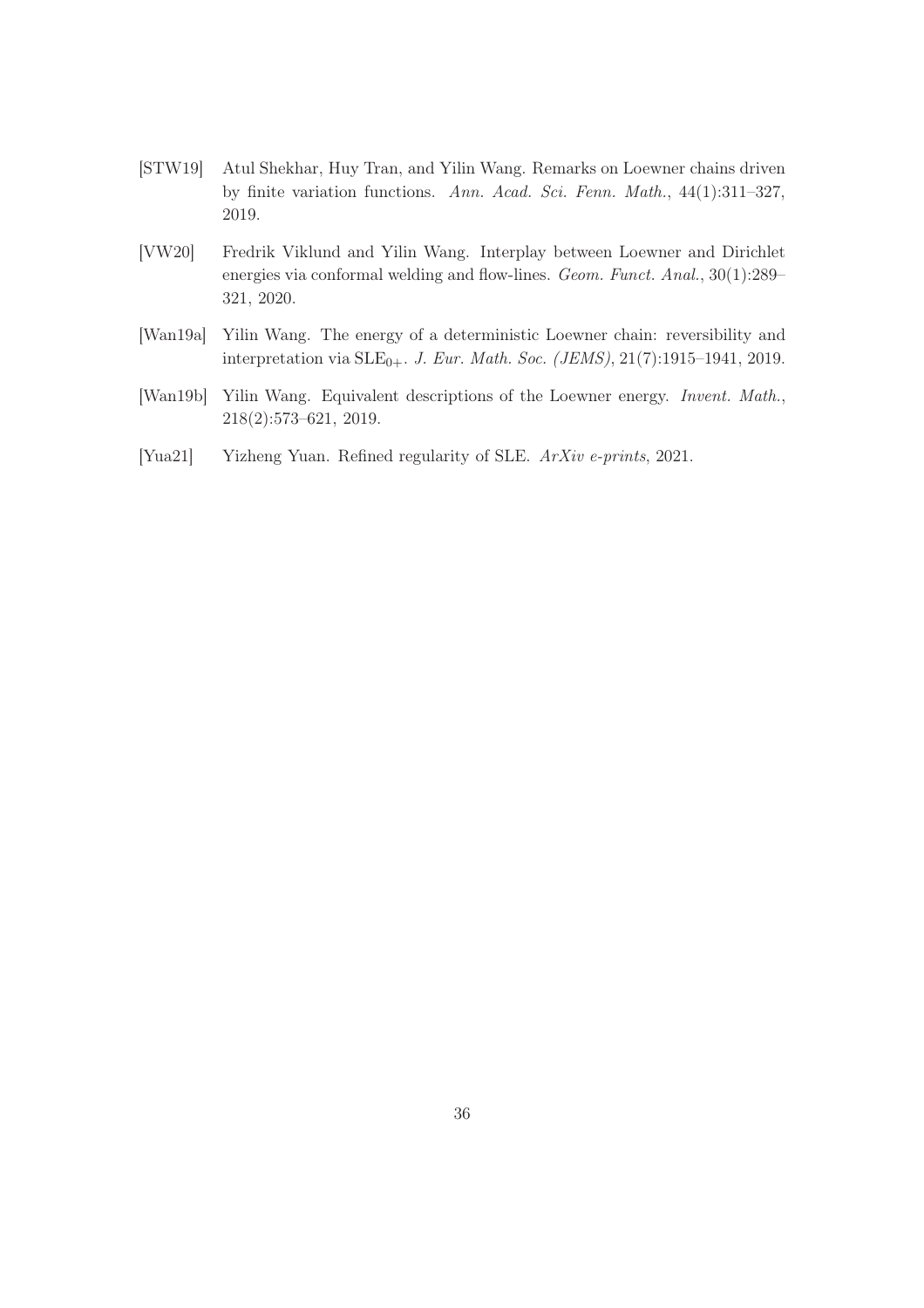[STW19] Atul Shekhar, Huy Tran, and Yilin Wang. Remarks on Loewner chains driven by finite variation functions. *Ann. Acad. Sci. Fenn. Math.*, 44(1):311–327, 2019.

[VW20] Fredrik Viklund and Yilin Wang. Interplay between Loewner and Dirichlet energies via conformal welding and flow-lines. *Geom. Funct. Anal.*, 30(1):289–321, 2020.

[Wan19a] Yilin Wang. The energy of a deterministic Loewner chain: reversibility and interpretation via $\mathrm{SLE}_{0+}$. *J. Eur. Math. Soc. (JEMS)*, 21(7):1915–1941, 2019.

[Wan19b] Yilin Wang. Equivalent descriptions of the Loewner energy. *Invent. Math.*, 218(2):573–621, 2019.

[Yua21] Yizheng Yuan. Refined regularity of SLE. *ArXiv e-prints*, 2021.